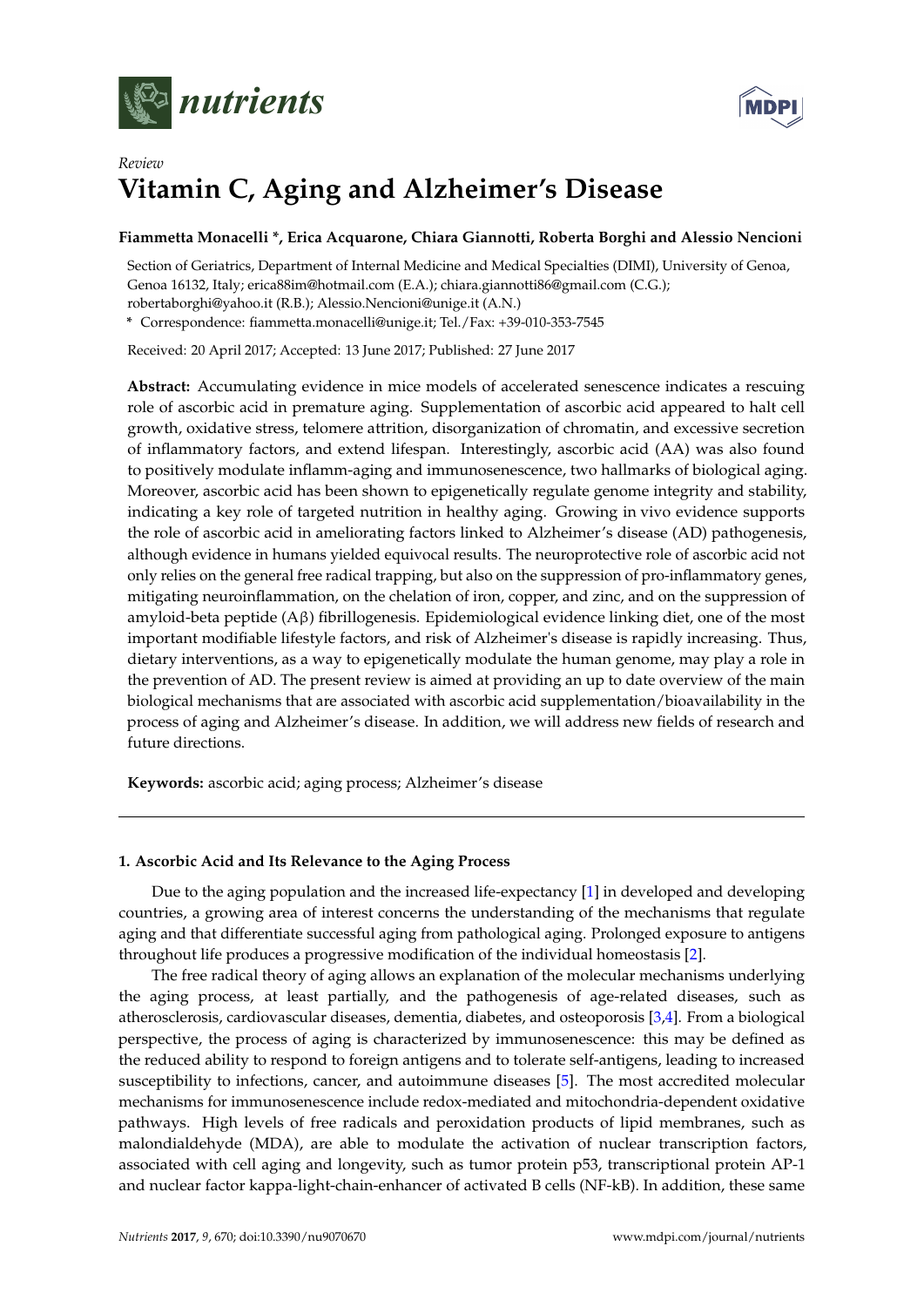*Review*

# Vitamin C, Aging and Alzheimer's Disease

**Fiammetta Monacelli \*, Erica Acquarone, Chiara Giannotti, Roberta Borghi and Alessio Nencioni**

Section of Geriatrics, Department of Internal Medicine and Medical Specialties (DIMI), University of Genoa, Genoa 16132, Italy; erica88im@hotmail.com (E.A.); chiara.giannotti86@gmail.com (C.G.); robertaborghi@yahoo.it (R.B.); Alessio.Nencioni@unige.it (A.N.)

\* Correspondence: fiammetta.monacelli@unige.it; Tel./Fax: +39-010-353-7545

Received: 20 April 2017; Accepted: 13 June 2017; Published: 27 June 2017

**Abstract:** Accumulating evidence in mice models of accelerated senescence indicates a rescuing role of ascorbic acid in premature aging. Supplementation of ascorbic acid appeared to halt cell growth, oxidative stress, telomere attrition, disorganization of chromatin, and excessive secretion of inflammatory factors, and extend lifespan. Interestingly, ascorbic acid (AA) was also found to positively modulate inflamm-aging and immunosenescence, two hallmarks of biological aging. Moreover, ascorbic acid has been shown to epigenetically regulate genome integrity and stability, indicating a key role of targeted nutrition in healthy aging. Growing in vivo evidence supports the role of ascorbic acid in ameliorating factors linked to Alzheimer's disease (AD) pathogenesis, although evidence in humans yielded equivocal results. The neuroprotective role of ascorbic acid not only relies on the general free radical trapping, but also on the suppression of pro-inflammatory genes, mitigating neuroinflammation, on the chelation of iron, copper, and zinc, and on the suppression of amyloid-beta peptide (Aβ) fibrillogenesis. Epidemiological evidence linking diet, one of the most important modifiable lifestyle factors, and risk of Alzheimer's disease is rapidly increasing. Thus, dietary interventions, as a way to epigenetically modulate the human genome, may play a role in the prevention of AD. The present review is aimed at providing an up to date overview of the main biological mechanisms that are associated with ascorbic acid supplementation/bioavailability in the process of aging and Alzheimer's disease. In addition, we will address new fields of research and future directions.

**Keywords:** ascorbic acid; aging process; Alzheimer's disease

---

## 1. Ascorbic Acid and Its Relevance to the Aging Process

Due to the aging population and the increased life-expectancy [1] in developed and developing countries, a growing area of interest concerns the understanding of the mechanisms that regulate aging and that differentiate successful aging from pathological aging. Prolonged exposure to antigens throughout life produces a progressive modification of the individual homeostasis [2].

The free radical theory of aging allows an explanation of the molecular mechanisms underlying the aging process, at least partially, and the pathogenesis of age-related diseases, such as atherosclerosis, cardiovascular diseases, dementia, diabetes, and osteoporosis [3,4]. From a biological perspective, the process of aging is characterized by immunosenescence: this may be defined as the reduced ability to respond to foreign antigens and to tolerate self-antigens, leading to increased susceptibility to infections, cancer, and autoimmune diseases [5]. The most accredited molecular mechanisms for immunosenescence include redox-mediated and mitochondria-dependent oxidative pathways. High levels of free radicals and peroxidation products of lipid membranes, such as malondialdehyde (MDA), are able to modulate the activation of nuclear transcription factors, associated with cell aging and longevity, such as tumor protein p53, transcriptional protein AP-1 and nuclear factor kappa-light-chain-enhancer of activated B cells (NF-kB). In addition, these same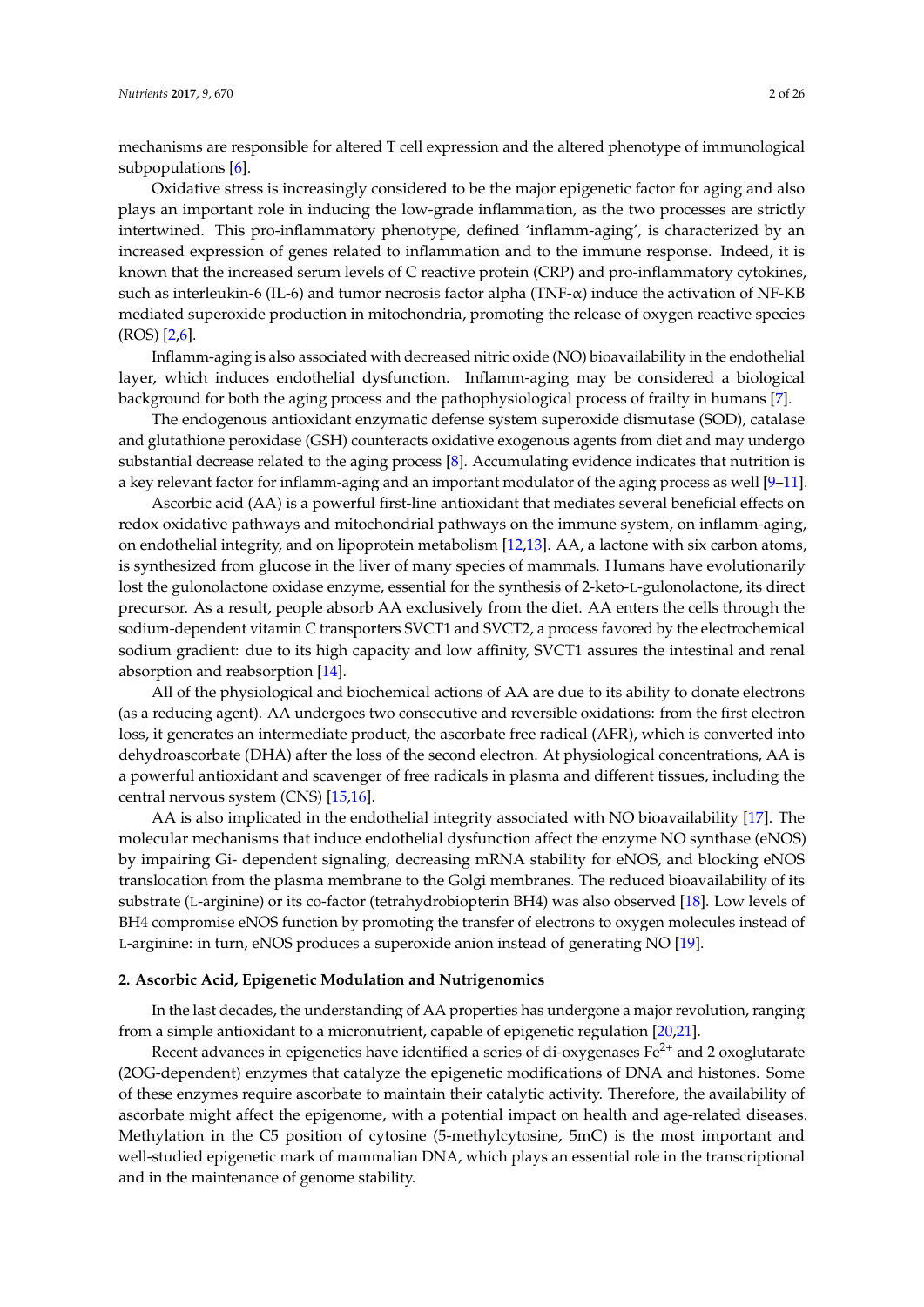mechanisms are responsible for altered T cell expression and the altered phenotype of immunological subpopulations [6].

Oxidative stress is increasingly considered to be the major epigenetic factor for aging and also plays an important role in inducing the low-grade inflammation, as the two processes are strictly intertwined. This pro-inflammatory phenotype, defined 'inflamm-aging', is characterized by an increased expression of genes related to inflammation and to the immune response. Indeed, it is known that the increased serum levels of C reactive protein (CRP) and pro-inflammatory cytokines, such as interleukin-6 (IL-6) and tumor necrosis factor alpha (TNF-$\alpha$) induce the activation of NF-KB mediated superoxide production in mitochondria, promoting the release of oxygen reactive species (ROS) [2,6].

Inflamm-aging is also associated with decreased nitric oxide (NO) bioavailability in the endothelial layer, which induces endothelial dysfunction. Inflamm-aging may be considered a biological background for both the aging process and the pathophysiological process of frailty in humans [7].

The endogenous antioxidant enzymatic defense system superoxide dismutase (SOD), catalase and glutathione peroxidase (GSH) counteracts oxidative exogenous agents from diet and may undergo substantial decrease related to the aging process [8]. Accumulating evidence indicates that nutrition is a key relevant factor for inflamm-aging and an important modulator of the aging process as well [9–11].

Ascorbic acid (AA) is a powerful first-line antioxidant that mediates several beneficial effects on redox oxidative pathways and mitochondrial pathways on the immune system, on inflamm-aging, on endothelial integrity, and on lipoprotein metabolism [12,13]. AA, a lactone with six carbon atoms, is synthesized from glucose in the liver of many species of mammals. Humans have evolutionarily lost the gulonolactone oxidase enzyme, essential for the synthesis of 2-keto-L-gulonolactone, its direct precursor. As a result, people absorb AA exclusively from the diet. AA enters the cells through the sodium-dependent vitamin C transporters SVCT1 and SVCT2, a process favored by the electrochemical sodium gradient: due to its high capacity and low affinity, SVCT1 assures the intestinal and renal absorption and reabsorption [14].

All of the physiological and biochemical actions of AA are due to its ability to donate electrons (as a reducing agent). AA undergoes two consecutive and reversible oxidations: from the first electron loss, it generates an intermediate product, the ascorbate free radical (AFR), which is converted into dehydroascorbate (DHA) after the loss of the second electron. At physiological concentrations, AA is a powerful antioxidant and scavenger of free radicals in plasma and different tissues, including the central nervous system (CNS) [15,16].

AA is also implicated in the endothelial integrity associated with NO bioavailability [17]. The molecular mechanisms that induce endothelial dysfunction affect the enzyme NO synthase (eNOS) by impairing Gi- dependent signaling, decreasing mRNA stability for eNOS, and blocking eNOS translocation from the plasma membrane to the Golgi membranes. The reduced bioavailability of its substrate (L-arginine) or its co-factor (tetrahydrobiopterin BH4) was also observed [18]. Low levels of BH4 compromise eNOS function by promoting the transfer of electrons to oxygen molecules instead of L-arginine: in turn, eNOS produces a superoxide anion instead of generating NO [19].

## 2. Ascorbic Acid, Epigenetic Modulation and Nutrigenomics

In the last decades, the understanding of AA properties has undergone a major revolution, ranging from a simple antioxidant to a micronutrient, capable of epigenetic regulation [20,21].

Recent advances in epigenetics have identified a series of di-oxygenases $Fe^{2+}$ and 2 oxoglutarate (2OG-dependent) enzymes that catalyze the epigenetic modifications of DNA and histones. Some of these enzymes require ascorbate to maintain their catalytic activity. Therefore, the availability of ascorbate might affect the epigenome, with a potential impact on health and age-related diseases. Methylation in the C5 position of cytosine (5-methylcytosine, 5mC) is the most important and well-studied epigenetic mark of mammalian DNA, which plays an essential role in the transcriptional and in the maintenance of genome stability.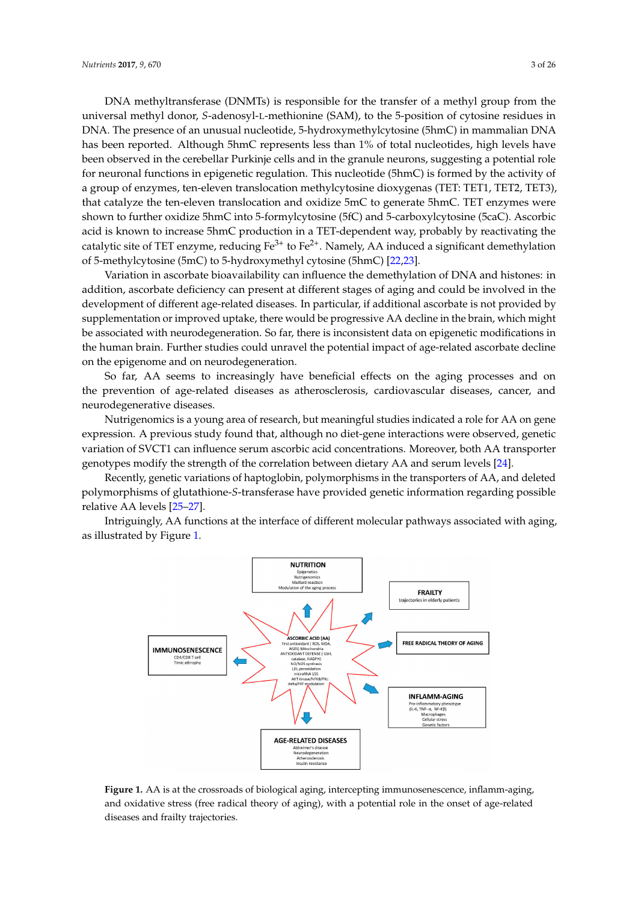DNA methyltransferase (DNMTs) is responsible for the transfer of a methyl group from the universal methyl donor, *S*-adenosyl-L-methionine (SAM), to the 5-position of cytosine residues in DNA. The presence of an unusual nucleotide, 5-hydroxymethylcytosine (5hmC) in mammalian DNA has been reported. Although 5hmC represents less than 1% of total nucleotides, high levels have been observed in the cerebellar Purkinje cells and in the granule neurons, suggesting a potential role for neuronal functions in epigenetic regulation. This nucleotide (5hmC) is formed by the activity of a group of enzymes, ten-eleven translocation methylcytosine dioxygenas (TET: TET1, TET2, TET3), that catalyze the ten-eleven translocation and oxidize 5mC to generate 5hmC. TET enzymes were shown to further oxidize 5hmC into 5-formylcytosine (5fC) and 5-carboxylcytosine (5caC). Ascorbic acid is known to increase 5hmC production in a TET-dependent way, probably by reactivating the catalytic site of TET enzyme, reducing $Fe^{3+}$ to $Fe^{2+}$. Namely, AA induced a significant demethylation of 5-methylcytosine (5mC) to 5-hydroxymethyl cytosine (5hmC) [22,23].

Variation in ascorbate bioavailability can influence the demethylation of DNA and histones: in addition, ascorbate deficiency can present at different stages of aging and could be involved in the development of different age-related diseases. In particular, if additional ascorbate is not provided by supplementation or improved uptake, there would be progressive AA decline in the brain, which might be associated with neurodegeneration. So far, there is inconsistent data on epigenetic modifications in the human brain. Further studies could unravel the potential impact of age-related ascorbate decline on the epigenome and on neurodegeneration.

So far, AA seems to increasingly have beneficial effects on the aging processes and on the prevention of age-related diseases as atherosclerosis, cardiovascular diseases, cancer, and neurodegenerative diseases.

Nutrigenomics is a young area of research, but meaningful studies indicated a role for AA on gene expression. A previous study found that, although no diet-gene interactions were observed, genetic variation of SVCT1 can influence serum ascorbic acid concentrations. Moreover, both AA transporter genotypes modify the strength of the correlation between dietary AA and serum levels [24].

Recently, genetic variations of haptoglobin, polymorphisms in the transporters of AA, and deleted polymorphisms of glutathione-*S*-transferase have provided genetic information regarding possible relative AA levels [25–27].

Intriguingly, AA functions at the interface of different molecular pathways associated with aging, as illustrated by Figure 1.

**Figure 1.** AA is at the crossroads of biological aging, intercepting immunosenescence, inflamm-aging, and oxidative stress (free radical theory of aging), with a potential role in the onset of age-related diseases and frailty trajectories.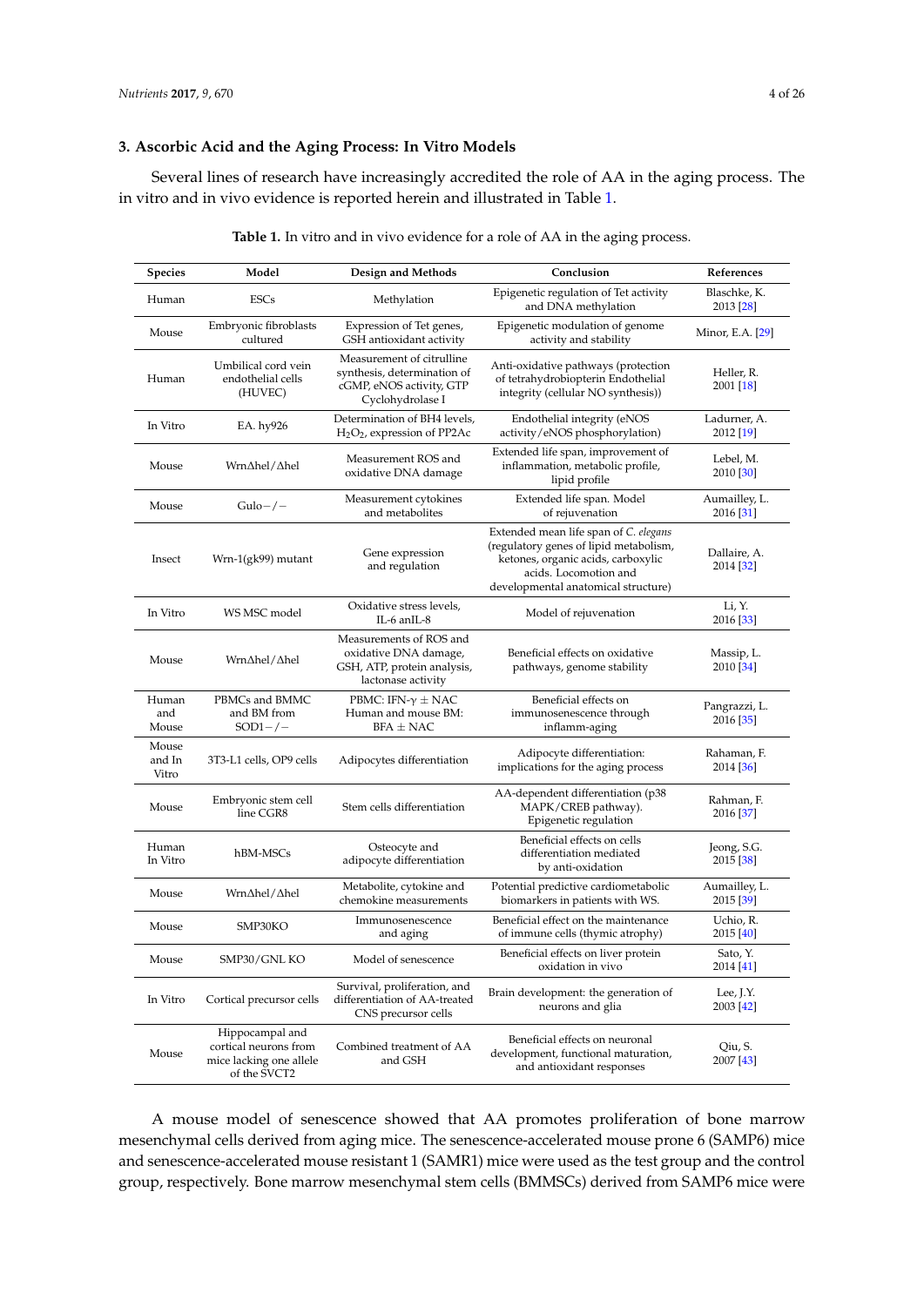## 3. Ascorbic Acid and the Aging Process: In Vitro Models

Several lines of research have increasingly accredited the role of AA in the aging process. The in vitro and in vivo evidence is reported herein and illustrated in Table 1.

**Table 1.** In vitro and in vivo evidence for a role of AA in the aging process.

| Species | Model | Design and Methods | Conclusion | References |
|---|---|---|---|---|
| Human | ESCs | Methylation | Epigenetic regulation of Tet activity and DNA methylation | Blaschke, K. 2013 [28] |
| Mouse | Embryonic fibroblasts cultured | Expression of Tet genes, GSH antioxidant activity | Epigenetic modulation of genome activity and stability | Minor, E.A. [29] |
| Human | Umbilical cord vein endothelial cells (HUVEC) | Measurement of citrulline synthesis, determination of cGMP, eNOS activity, GTP Cyclohydrolase I | Anti-oxidative pathways (protection of tetrahydrobiopterin Endothelial integrity (cellular NO synthesis)) | Heller, R. 2001 [18] |
| In Vitro | EA. hy926 | Determination of BH4 levels, $H_2O_2$, expression of PP2Ac | Endothelial integrity (eNOS activity/eNOS phosphorylation) | Ladurner, A. 2012 [19] |
| Mouse | WrnΔhel/Δhel | Measurement ROS and oxidative DNA damage | Extended life span, improvement of inflammation, metabolic profile, lipid profile | Lebel, M. 2010 [30] |
| Mouse | Gulo−/− | Measurement cytokines and metabolites | Extended life span. Model of rejuvenation | Aumailley, L. 2016 [31] |
| Insect | Wrn-1(gk99) mutant | Gene expression and regulation | Extended mean life span of *C. elegans* (regulatory genes of lipid metabolism, ketones, organic acids, carboxylic acids. Locomotion and developmental anatomical structure) | Dallaire, A. 2014 [32] |
| In Vitro | WS MSC model | Oxidative stress levels, IL-6 anIL-8 | Model of rejuvenation | Li, Y. 2016 [33] |
| Mouse | WrnΔhel/Δhel | Measurements of ROS and oxidative DNA damage, GSH, ATP, protein analysis, lactonase activity | Beneficial effects on oxidative pathways, genome stability | Massip, L. 2010 [34] |
| Human and Mouse | PBMCs and BMMC and BM from SOD1−/− | PBMC: IFN-γ ± NAC Human and mouse BM: BFA ± NAC | Beneficial effects on immunosenescence through inflamm-aging | Pangrazzi, L. 2016 [35] |
| Mouse and In Vitro | 3T3-L1 cells, OP9 cells | Adipocytes differentiation | Adipocyte differentiation: implications for the aging process | Rahaman, F. 2014 [36] |
| Mouse | Embryonic stem cell line CGR8 | Stem cells differentiation | AA-dependent differentiation (p38 MAPK/CREB pathway). Epigenetic regulation | Rahman, F. 2016 [37] |
| Human In Vitro | hBM-MSCs | Osteocyte and adipocyte differentiation | Beneficial effects on cells differentiation mediated by anti-oxidation | Jeong, S.G. 2015 [38] |
| Mouse | WrnΔhel/Δhel | Metabolite, cytokine and chemokine measurements | Potential predictive cardiometabolic biomarkers in patients with WS. | Aumailley, L. 2015 [39] |
| Mouse | SMP30KO | Immunosenescence and aging | Beneficial effect on the maintenance of immune cells (thymic atrophy) | Uchio, R. 2015 [40] |
| Mouse | SMP30/GNL KO | Model of senescence | Beneficial effects on liver protein oxidation in vivo | Sato, Y. 2014 [41] |
| In Vitro | Cortical precursor cells | Survival, proliferation, and differentiation of AA-treated CNS precursor cells | Brain development: the generation of neurons and glia | Lee, J.Y. 2003 [42] |
| Mouse | Hippocampal and cortical neurons from mice lacking one allele of the SVCT2 | Combined treatment of AA and GSH | Beneficial effects on neuronal development, functional maturation, and antioxidant responses | Qiu, S. 2007 [43] |

A mouse model of senescence showed that AA promotes proliferation of bone marrow mesenchymal cells derived from aging mice. The senescence-accelerated mouse prone 6 (SAMP6) mice and senescence-accelerated mouse resistant 1 (SAMR1) mice were used as the test group and the control group, respectively. Bone marrow mesenchymal stem cells (BMMSCs) derived from SAMP6 mice were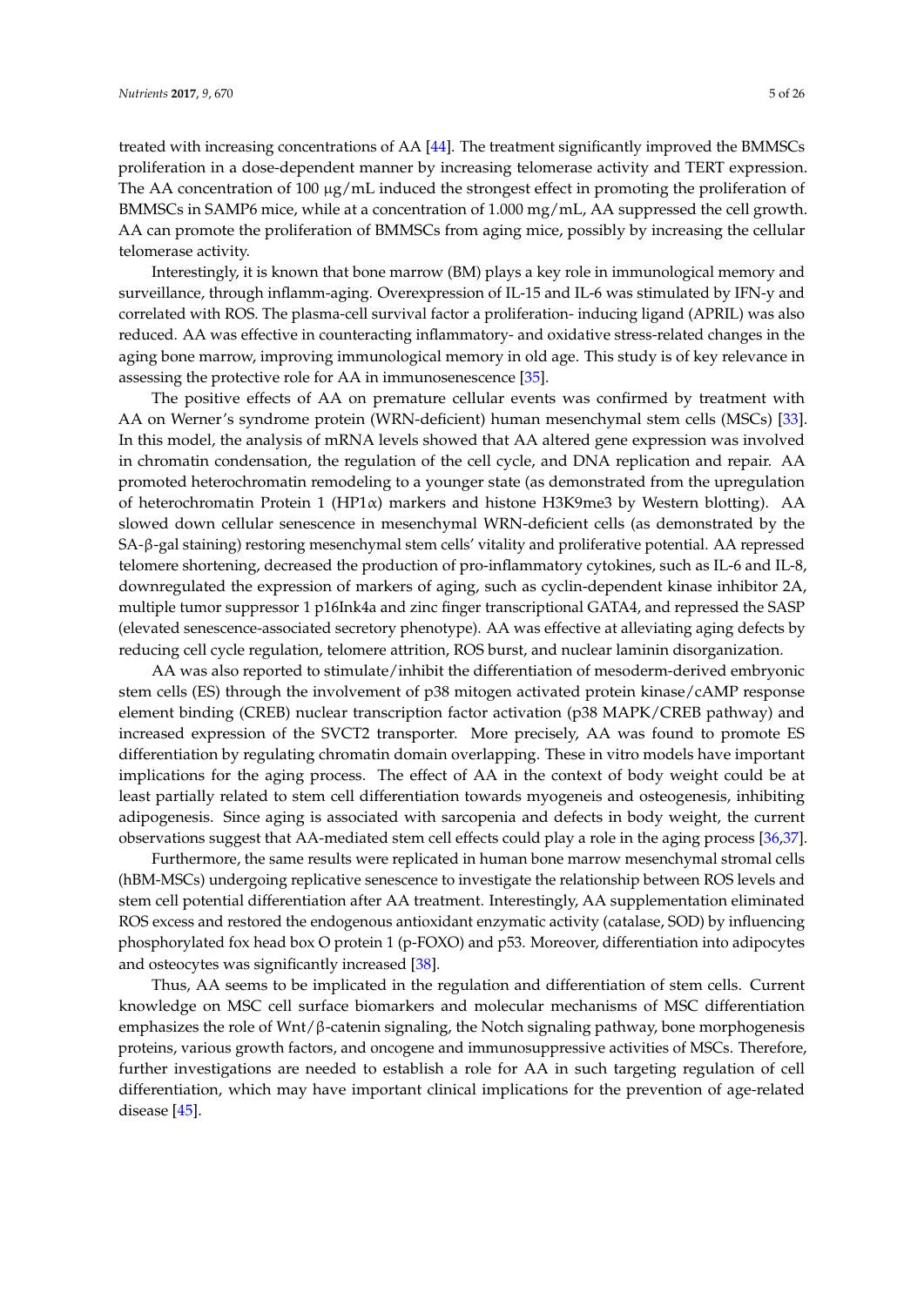treated with increasing concentrations of AA [44]. The treatment significantly improved the BMMSCs proliferation in a dose-dependent manner by increasing telomerase activity and TERT expression. The AA concentration of 100 μg/mL induced the strongest effect in promoting the proliferation of BMMSCs in SAMP6 mice, while at a concentration of 1.000 mg/mL, AA suppressed the cell growth. AA can promote the proliferation of BMMSCs from aging mice, possibly by increasing the cellular telomerase activity.

Interestingly, it is known that bone marrow (BM) plays a key role in immunological memory and surveillance, through inflamm-aging. Overexpression of IL-15 and IL-6 was stimulated by IFN-y and correlated with ROS. The plasma-cell survival factor a proliferation- inducing ligand (APRIL) was also reduced. AA was effective in counteracting inflammatory- and oxidative stress-related changes in the aging bone marrow, improving immunological memory in old age. This study is of key relevance in assessing the protective role for AA in immunosenescence [35].

The positive effects of AA on premature cellular events was confirmed by treatment with AA on Werner's syndrome protein (WRN-deficient) human mesenchymal stem cells (MSCs) [33]. In this model, the analysis of mRNA levels showed that AA altered gene expression was involved in chromatin condensation, the regulation of the cell cycle, and DNA replication and repair. AA promoted heterochromatin remodeling to a younger state (as demonstrated from the upregulation of heterochromatin Protein 1 (HP1α) markers and histone H3K9me3 by Western blotting). AA slowed down cellular senescence in mesenchymal WRN-deficient cells (as demonstrated by the SA-β-gal staining) restoring mesenchymal stem cells' vitality and proliferative potential. AA repressed telomere shortening, decreased the production of pro-inflammatory cytokines, such as IL-6 and IL-8, downregulated the expression of markers of aging, such as cyclin-dependent kinase inhibitor 2A, multiple tumor suppressor 1 p16Ink4a and zinc finger transcriptional GATA4, and repressed the SASP (elevated senescence-associated secretory phenotype). AA was effective at alleviating aging defects by reducing cell cycle regulation, telomere attrition, ROS burst, and nuclear laminin disorganization.

AA was also reported to stimulate/inhibit the differentiation of mesoderm-derived embryonic stem cells (ES) through the involvement of p38 mitogen activated protein kinase/cAMP response element binding (CREB) nuclear transcription factor activation (p38 MAPK/CREB pathway) and increased expression of the SVCT2 transporter. More precisely, AA was found to promote ES differentiation by regulating chromatin domain overlapping. These in vitro models have important implications for the aging process. The effect of AA in the context of body weight could be at least partially related to stem cell differentiation towards myogeneis and osteogenesis, inhibiting adipogenesis. Since aging is associated with sarcopenia and defects in body weight, the current observations suggest that AA-mediated stem cell effects could play a role in the aging process [36,37].

Furthermore, the same results were replicated in human bone marrow mesenchymal stromal cells (hBM-MSCs) undergoing replicative senescence to investigate the relationship between ROS levels and stem cell potential differentiation after AA treatment. Interestingly, AA supplementation eliminated ROS excess and restored the endogenous antioxidant enzymatic activity (catalase, SOD) by influencing phosphorylated fox head box O protein 1 (p-FOXO) and p53. Moreover, differentiation into adipocytes and osteocytes was significantly increased [38].

Thus, AA seems to be implicated in the regulation and differentiation of stem cells. Current knowledge on MSC cell surface biomarkers and molecular mechanisms of MSC differentiation emphasizes the role of Wnt/β-catenin signaling, the Notch signaling pathway, bone morphogenesis proteins, various growth factors, and oncogene and immunosuppressive activities of MSCs. Therefore, further investigations are needed to establish a role for AA in such targeting regulation of cell differentiation, which may have important clinical implications for the prevention of age-related disease [45].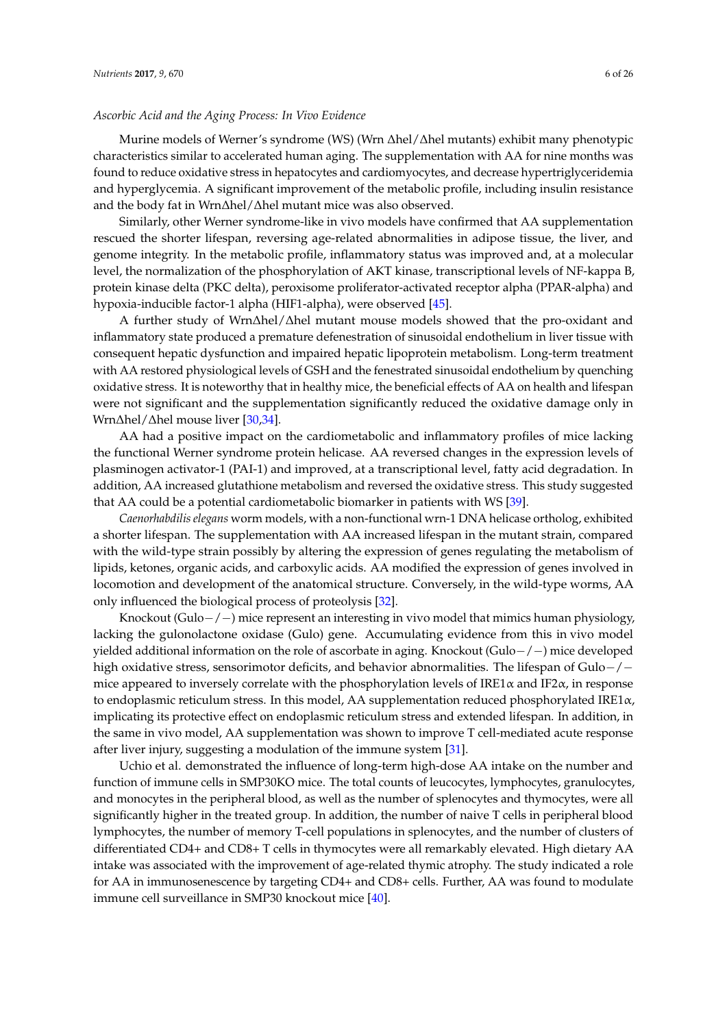*Ascorbic Acid and the Aging Process: In Vivo Evidence*

Murine models of Werner's syndrome (WS) (Wrn Δhel/Δhel mutants) exhibit many phenotypic characteristics similar to accelerated human aging. The supplementation with AA for nine months was found to reduce oxidative stress in hepatocytes and cardiomyocytes, and decrease hypertriglyceridemia and hyperglycemia. A significant improvement of the metabolic profile, including insulin resistance and the body fat in WrnΔhel/Δhel mutant mice was also observed.

Similarly, other Werner syndrome-like in vivo models have confirmed that AA supplementation rescued the shorter lifespan, reversing age-related abnormalities in adipose tissue, the liver, and genome integrity. In the metabolic profile, inflammatory status was improved and, at a molecular level, the normalization of the phosphorylation of AKT kinase, transcriptional levels of NF-kappa B, protein kinase delta (PKC delta), peroxisome proliferator-activated receptor alpha (PPAR-alpha) and hypoxia-inducible factor-1 alpha (HIF1-alpha), were observed [45].

A further study of WrnΔhel/Δhel mutant mouse models showed that the pro-oxidant and inflammatory state produced a premature defenestration of sinusoidal endothelium in liver tissue with consequent hepatic dysfunction and impaired hepatic lipoprotein metabolism. Long-term treatment with AA restored physiological levels of GSH and the fenestrated sinusoidal endothelium by quenching oxidative stress. It is noteworthy that in healthy mice, the beneficial effects of AA on health and lifespan were not significant and the supplementation significantly reduced the oxidative damage only in WrnΔhel/Δhel mouse liver [30,34].

AA had a positive impact on the cardiometabolic and inflammatory profiles of mice lacking the functional Werner syndrome protein helicase. AA reversed changes in the expression levels of plasminogen activator-1 (PAI-1) and improved, at a transcriptional level, fatty acid degradation. In addition, AA increased glutathione metabolism and reversed the oxidative stress. This study suggested that AA could be a potential cardiometabolic biomarker in patients with WS [39].

*Caenorhabdilis elegans* worm models, with a non-functional wrn-1 DNA helicase ortholog, exhibited a shorter lifespan. The supplementation with AA increased lifespan in the mutant strain, compared with the wild-type strain possibly by altering the expression of genes regulating the metabolism of lipids, ketones, organic acids, and carboxylic acids. AA modified the expression of genes involved in locomotion and development of the anatomical structure. Conversely, in the wild-type worms, AA only influenced the biological process of proteolysis [32].

Knockout (Gulo−/−) mice represent an interesting in vivo model that mimics human physiology, lacking the gulonolactone oxidase (Gulo) gene. Accumulating evidence from this in vivo model yielded additional information on the role of ascorbate in aging. Knockout (Gulo−/−) mice developed high oxidative stress, sensorimotor deficits, and behavior abnormalities. The lifespan of Gulo−/− mice appeared to inversely correlate with the phosphorylation levels of IRE1α and IF2α, in response to endoplasmic reticulum stress. In this model, AA supplementation reduced phosphorylated IRE1α, implicating its protective effect on endoplasmic reticulum stress and extended lifespan. In addition, in the same in vivo model, AA supplementation was shown to improve T cell-mediated acute response after liver injury, suggesting a modulation of the immune system [31].

Uchio et al. demonstrated the influence of long-term high-dose AA intake on the number and function of immune cells in SMP30KO mice. The total counts of leucocytes, lymphocytes, granulocytes, and monocytes in the peripheral blood, as well as the number of splenocytes and thymocytes, were all significantly higher in the treated group. In addition, the number of naive T cells in peripheral blood lymphocytes, the number of memory T-cell populations in splenocytes, and the number of clusters of differentiated CD4+ and CD8+ T cells in thymocytes were all remarkably elevated. High dietary AA intake was associated with the improvement of age-related thymic atrophy. The study indicated a role for AA in immunosenescence by targeting CD4+ and CD8+ cells. Further, AA was found to modulate immune cell surveillance in SMP30 knockout mice [40].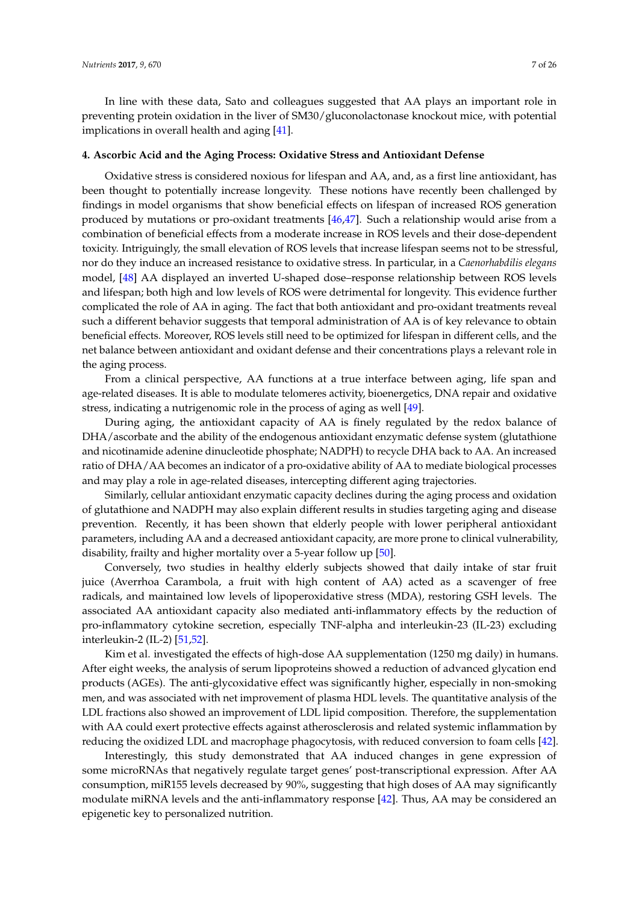In line with these data, Sato and colleagues suggested that AA plays an important role in preventing protein oxidation in the liver of SM30/gluconolactonase knockout mice, with potential implications in overall health and aging [41].

## 4. Ascorbic Acid and the Aging Process: Oxidative Stress and Antioxidant Defense

Oxidative stress is considered noxious for lifespan and AA, and, as a first line antioxidant, has been thought to potentially increase longevity. These notions have recently been challenged by findings in model organisms that show beneficial effects on lifespan of increased ROS generation produced by mutations or pro-oxidant treatments [46,47]. Such a relationship would arise from a combination of beneficial effects from a moderate increase in ROS levels and their dose-dependent toxicity. Intriguingly, the small elevation of ROS levels that increase lifespan seems not to be stressful, nor do they induce an increased resistance to oxidative stress. In particular, in a *Caenorhabdilis elegans* model, [48] AA displayed an inverted U-shaped dose–response relationship between ROS levels and lifespan; both high and low levels of ROS were detrimental for longevity. This evidence further complicated the role of AA in aging. The fact that both antioxidant and pro-oxidant treatments reveal such a different behavior suggests that temporal administration of AA is of key relevance to obtain beneficial effects. Moreover, ROS levels still need to be optimized for lifespan in different cells, and the net balance between antioxidant and oxidant defense and their concentrations plays a relevant role in the aging process.

From a clinical perspective, AA functions at a true interface between aging, life span and age-related diseases. It is able to modulate telomeres activity, bioenergetics, DNA repair and oxidative stress, indicating a nutrigenomic role in the process of aging as well [49].

During aging, the antioxidant capacity of AA is finely regulated by the redox balance of DHA/ascorbate and the ability of the endogenous antioxidant enzymatic defense system (glutathione and nicotinamide adenine dinucleotide phosphate; NADPH) to recycle DHA back to AA. An increased ratio of DHA/AA becomes an indicator of a pro-oxidative ability of AA to mediate biological processes and may play a role in age-related diseases, intercepting different aging trajectories.

Similarly, cellular antioxidant enzymatic capacity declines during the aging process and oxidation of glutathione and NADPH may also explain different results in studies targeting aging and disease prevention. Recently, it has been shown that elderly people with lower peripheral antioxidant parameters, including AA and a decreased antioxidant capacity, are more prone to clinical vulnerability, disability, frailty and higher mortality over a 5-year follow up [50].

Conversely, two studies in healthy elderly subjects showed that daily intake of star fruit juice (Averrhoa Carambola, a fruit with high content of AA) acted as a scavenger of free radicals, and maintained low levels of lipoperoxidative stress (MDA), restoring GSH levels. The associated AA antioxidant capacity also mediated anti-inflammatory effects by the reduction of pro-inflammatory cytokine secretion, especially TNF-alpha and interleukin-23 (IL-23) excluding interleukin-2 (IL-2) [51,52].

Kim et al. investigated the effects of high-dose AA supplementation (1250 mg daily) in humans. After eight weeks, the analysis of serum lipoproteins showed a reduction of advanced glycation end products (AGEs). The anti-glycoxidative effect was significantly higher, especially in non-smoking men, and was associated with net improvement of plasma HDL levels. The quantitative analysis of the LDL fractions also showed an improvement of LDL lipid composition. Therefore, the supplementation with AA could exert protective effects against atherosclerosis and related systemic inflammation by reducing the oxidized LDL and macrophage phagocytosis, with reduced conversion to foam cells [42].

Interestingly, this study demonstrated that AA induced changes in gene expression of some microRNAs that negatively regulate target genes' post-transcriptional expression. After AA consumption, miR155 levels decreased by 90%, suggesting that high doses of AA may significantly modulate miRNA levels and the anti-inflammatory response [42]. Thus, AA may be considered an epigenetic key to personalized nutrition.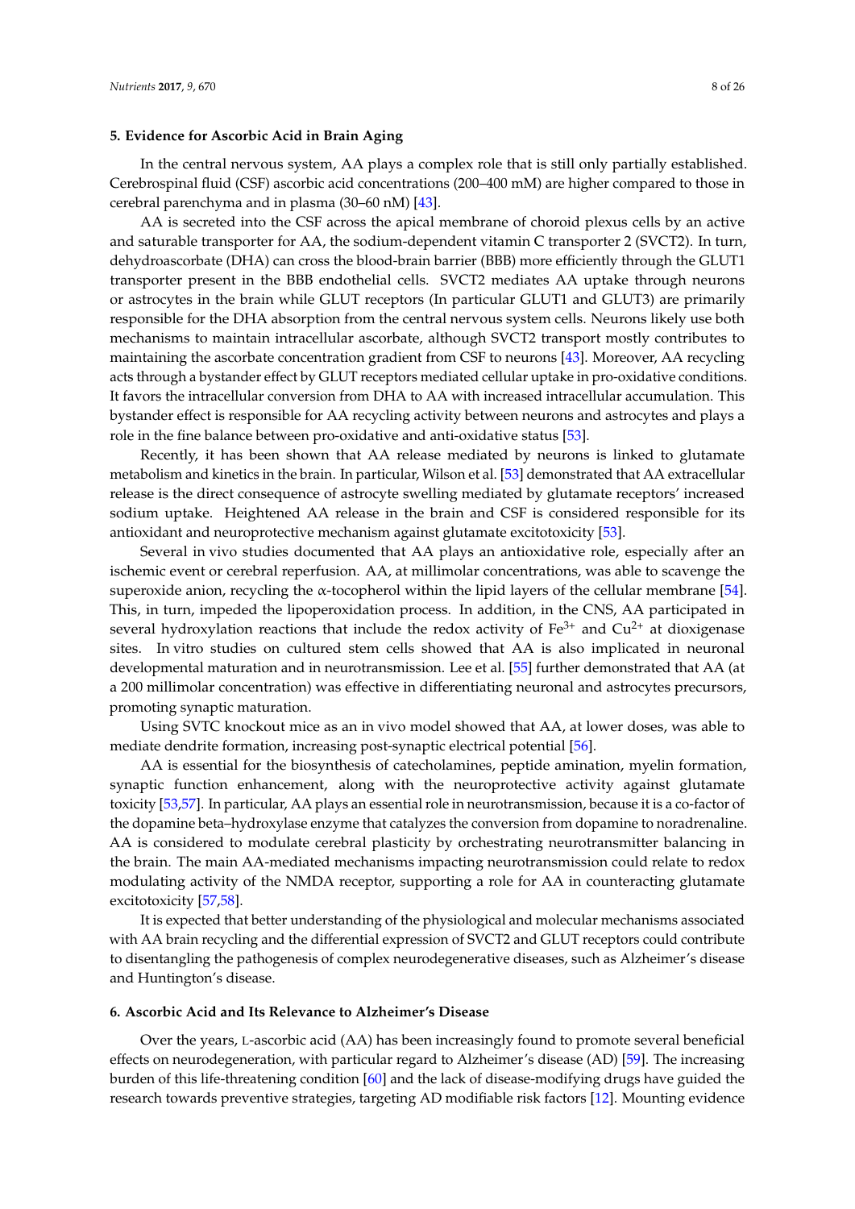## 5. Evidence for Ascorbic Acid in Brain Aging

In the central nervous system, AA plays a complex role that is still only partially established. Cerebrospinal fluid (CSF) ascorbic acid concentrations (200–400 mM) are higher compared to those in cerebral parenchyma and in plasma (30–60 nM) [43].

AA is secreted into the CSF across the apical membrane of choroid plexus cells by an active and saturable transporter for AA, the sodium-dependent vitamin C transporter 2 (SVCT2). In turn, dehydroascorbate (DHA) can cross the blood-brain barrier (BBB) more efficiently through the GLUT1 transporter present in the BBB endothelial cells. SVCT2 mediates AA uptake through neurons or astrocytes in the brain while GLUT receptors (In particular GLUT1 and GLUT3) are primarily responsible for the DHA absorption from the central nervous system cells. Neurons likely use both mechanisms to maintain intracellular ascorbate, although SVCT2 transport mostly contributes to maintaining the ascorbate concentration gradient from CSF to neurons [43]. Moreover, AA recycling acts through a bystander effect by GLUT receptors mediated cellular uptake in pro-oxidative conditions. It favors the intracellular conversion from DHA to AA with increased intracellular accumulation. This bystander effect is responsible for AA recycling activity between neurons and astrocytes and plays a role in the fine balance between pro-oxidative and anti-oxidative status [53].

Recently, it has been shown that AA release mediated by neurons is linked to glutamate metabolism and kinetics in the brain. In particular, Wilson et al. [53] demonstrated that AA extracellular release is the direct consequence of astrocyte swelling mediated by glutamate receptors' increased sodium uptake. Heightened AA release in the brain and CSF is considered responsible for its antioxidant and neuroprotective mechanism against glutamate excitotoxicity [53].

Several in vivo studies documented that AA plays an antioxidative role, especially after an ischemic event or cerebral reperfusion. AA, at millimolar concentrations, was able to scavenge the superoxide anion, recycling the α-tocopherol within the lipid layers of the cellular membrane [54]. This, in turn, impeded the lipoperoxidation process. In addition, in the CNS, AA participated in several hydroxylation reactions that include the redox activity of $Fe^{3+}$ and $Cu^{2+}$ at dioxigenase sites. In vitro studies on cultured stem cells showed that AA is also implicated in neuronal developmental maturation and in neurotransmission. Lee et al. [55] further demonstrated that AA (at a 200 millimolar concentration) was effective in differentiating neuronal and astrocytes precursors, promoting synaptic maturation.

Using SVTC knockout mice as an in vivo model showed that AA, at lower doses, was able to mediate dendrite formation, increasing post-synaptic electrical potential [56].

AA is essential for the biosynthesis of catecholamines, peptide amination, myelin formation, synaptic function enhancement, along with the neuroprotective activity against glutamate toxicity [53,57]. In particular, AA plays an essential role in neurotransmission, because it is a co-factor of the dopamine beta–hydroxylase enzyme that catalyzes the conversion from dopamine to noradrenaline. AA is considered to modulate cerebral plasticity by orchestrating neurotransmitter balancing in the brain. The main AA-mediated mechanisms impacting neurotransmission could relate to redox modulating activity of the NMDA receptor, supporting a role for AA in counteracting glutamate excitotoxicity [57,58].

It is expected that better understanding of the physiological and molecular mechanisms associated with AA brain recycling and the differential expression of SVCT2 and GLUT receptors could contribute to disentangling the pathogenesis of complex neurodegenerative diseases, such as Alzheimer's disease and Huntington's disease.

## 6. Ascorbic Acid and Its Relevance to Alzheimer's Disease

Over the years, L-ascorbic acid (AA) has been increasingly found to promote several beneficial effects on neurodegeneration, with particular regard to Alzheimer's disease (AD) [59]. The increasing burden of this life-threatening condition [60] and the lack of disease-modifying drugs have guided the research towards preventive strategies, targeting AD modifiable risk factors [12]. Mounting evidence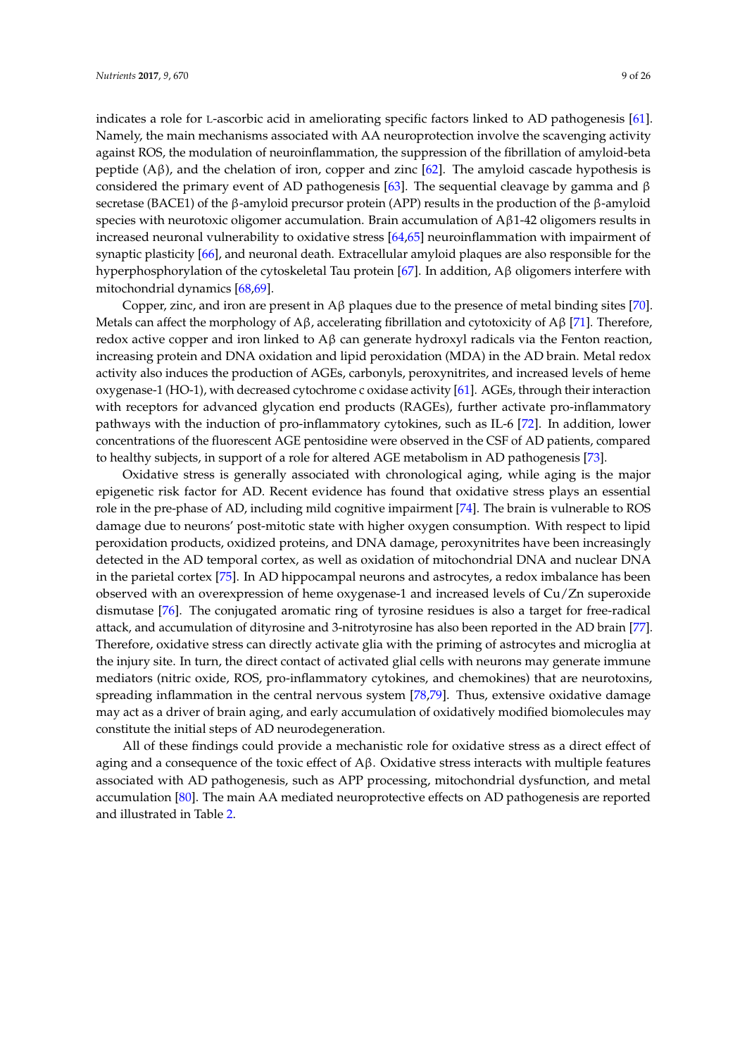indicates a role for L-ascorbic acid in ameliorating specific factors linked to AD pathogenesis [61]. Namely, the main mechanisms associated with AA neuroprotection involve the scavenging activity against ROS, the modulation of neuroinflammation, the suppression of the fibrillation of amyloid-beta peptide (Aβ), and the chelation of iron, copper and zinc [62]. The amyloid cascade hypothesis is considered the primary event of AD pathogenesis [63]. The sequential cleavage by gamma and β secretase (BACE1) of the β-amyloid precursor protein (APP) results in the production of the β-amyloid species with neurotoxic oligomer accumulation. Brain accumulation of Aβ1-42 oligomers results in increased neuronal vulnerability to oxidative stress [64,65] neuroinflammation with impairment of synaptic plasticity [66], and neuronal death. Extracellular amyloid plaques are also responsible for the hyperphosphorylation of the cytoskeletal Tau protein [67]. In addition, Aβ oligomers interfere with mitochondrial dynamics [68,69].

Copper, zinc, and iron are present in Aβ plaques due to the presence of metal binding sites [70]. Metals can affect the morphology of Aβ, accelerating fibrillation and cytotoxicity of Aβ [71]. Therefore, redox active copper and iron linked to Aβ can generate hydroxyl radicals via the Fenton reaction, increasing protein and DNA oxidation and lipid peroxidation (MDA) in the AD brain. Metal redox activity also induces the production of AGEs, carbonyls, peroxynitrites, and increased levels of heme oxygenase-1 (HO-1), with decreased cytochrome c oxidase activity [61]. AGEs, through their interaction with receptors for advanced glycation end products (RAGEs), further activate pro-inflammatory pathways with the induction of pro-inflammatory cytokines, such as IL-6 [72]. In addition, lower concentrations of the fluorescent AGE pentosidine were observed in the CSF of AD patients, compared to healthy subjects, in support of a role for altered AGE metabolism in AD pathogenesis [73].

Oxidative stress is generally associated with chronological aging, while aging is the major epigenetic risk factor for AD. Recent evidence has found that oxidative stress plays an essential role in the pre-phase of AD, including mild cognitive impairment [74]. The brain is vulnerable to ROS damage due to neurons' post-mitotic state with higher oxygen consumption. With respect to lipid peroxidation products, oxidized proteins, and DNA damage, peroxynitrites have been increasingly detected in the AD temporal cortex, as well as oxidation of mitochondrial DNA and nuclear DNA in the parietal cortex [75]. In AD hippocampal neurons and astrocytes, a redox imbalance has been observed with an overexpression of heme oxygenase-1 and increased levels of Cu/Zn superoxide dismutase [76]. The conjugated aromatic ring of tyrosine residues is also a target for free-radical attack, and accumulation of dityrosine and 3-nitrotyrosine has also been reported in the AD brain [77]. Therefore, oxidative stress can directly activate glia with the priming of astrocytes and microglia at the injury site. In turn, the direct contact of activated glial cells with neurons may generate immune mediators (nitric oxide, ROS, pro-inflammatory cytokines, and chemokines) that are neurotoxins, spreading inflammation in the central nervous system [78,79]. Thus, extensive oxidative damage may act as a driver of brain aging, and early accumulation of oxidatively modified biomolecules may constitute the initial steps of AD neurodegeneration.

All of these findings could provide a mechanistic role for oxidative stress as a direct effect of aging and a consequence of the toxic effect of Aβ. Oxidative stress interacts with multiple features associated with AD pathogenesis, such as APP processing, mitochondrial dysfunction, and metal accumulation [80]. The main AA mediated neuroprotective effects on AD pathogenesis are reported and illustrated in Table 2.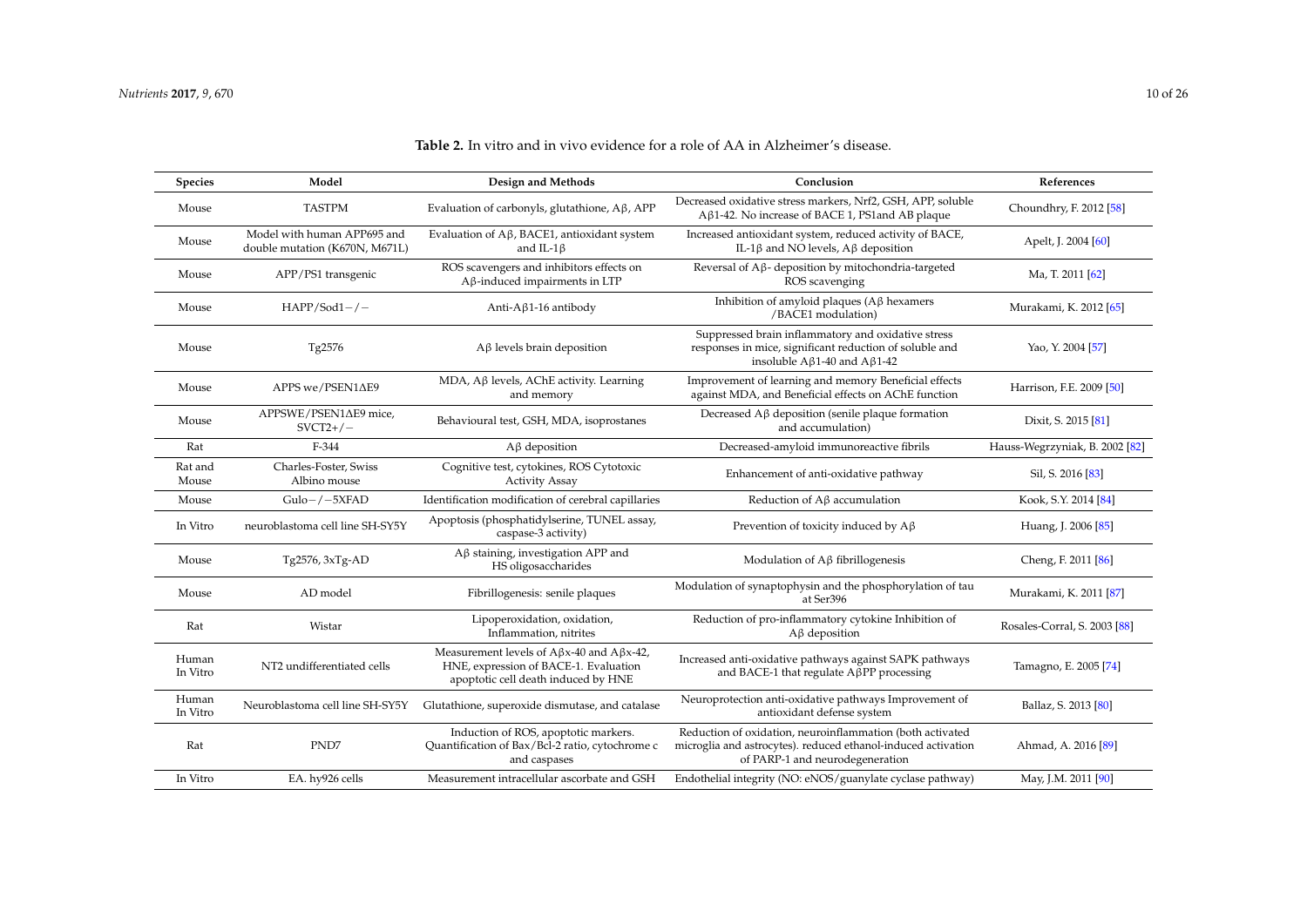**Table 2.** In vitro and in vivo evidence for a role of AA in Alzheimer's disease.

| Species | Model | Design and Methods | Conclusion | References |
|---|---|---|---|---|
| Mouse | TASTPM | Evaluation of carbonyls, glutathione, Aβ, APP | Decreased oxidative stress markers, Nrf2, GSH, APP, soluble Aβ1-42. No increase of BACE 1, PS1and AB plaque | Choundhry, F. 2012 [58] |
| Mouse | Model with human APP695 and double mutation (K670N, M671L) | Evaluation of Aβ, BACE1, antioxidant system and IL-1β | Increased antioxidant system, reduced activity of BACE, IL-1β and NO levels, Aβ deposition | Apelt, J. 2004 [60] |
| Mouse | APP/PS1 transgenic | ROS scavengers and inhibitors effects on Aβ-induced impairments in LTP | Reversal of Aβ- deposition by mitochondria-targeted ROS scavenging | Ma, T. 2011 [62] |
| Mouse | HAPP/Sod1−/− | Anti-Aβ1-16 antibody | Inhibition of amyloid plaques (Aβ hexamers /BACE1 modulation) | Murakami, K. 2012 [65] |
| Mouse | Tg2576 | Aβ levels brain deposition | Suppressed brain inflammatory and oxidative stress responses in mice, significant reduction of soluble and insoluble Aβ1-40 and Aβ1-42 | Yao, Y. 2004 [57] |
| Mouse | APPS we/PSEN1ΔE9 | MDA, Aβ levels, AChE activity. Learning and memory | Improvement of learning and memory Beneficial effects against MDA, and Beneficial effects on AChE function | Harrison, F.E. 2009 [50] |
| Mouse | APPSWE/PSEN1ΔE9 mice, SVCT2+/− | Behavioural test, GSH, MDA, isoprostanes | Decreased Aβ deposition (senile plaque formation and accumulation) | Dixit, S. 2015 [81] |
| Rat | F-344 | Aβ deposition | Decreased-amyloid immunoreactive fibrils | Hauss-Wegrzyniak, B. 2002 [82] |
| Rat and Mouse | Charles-Foster, Swiss Albino mouse | Cognitive test, cytokines, ROS Cytotoxic Activity Assay | Enhancement of anti-oxidative pathway | Sil, S. 2016 [83] |
| Mouse | Gulo−/−5XFAD | Identification modification of cerebral capillaries | Reduction of Aβ accumulation | Kook, S.Y. 2014 [84] |
| In Vitro | neuroblastoma cell line SH-SY5Y | Apoptosis (phosphatidylserine, TUNEL assay, caspase-3 activity) | Prevention of toxicity induced by Aβ | Huang, J. 2006 [85] |
| Mouse | Tg2576, 3xTg-AD | Aβ staining, investigation APP and HS oligosaccharides | Modulation of Aβ fibrillogenesis | Cheng, F. 2011 [86] |
| Mouse | AD model | Fibrillogenesis: senile plaques | Modulation of synaptophysin and the phosphorylation of tau at Ser396 | Murakami, K. 2011 [87] |
| Rat | Wistar | Lipoperoxidation, oxidation, Inflammation, nitrites | Reduction of pro-inflammatory cytokine Inhibition of Aβ deposition | Rosales-Corral, S. 2003 [88] |
| Human In Vitro | NT2 undifferentiated cells | Measurement levels of Aβx-40 and Aβx-42, HNE, expression of BACE-1. Evaluation apoptotic cell death induced by HNE | Increased anti-oxidative pathways against SAPK pathways and BACE-1 that regulate AβPP processing | Tamagno, E. 2005 [74] |
| Human In Vitro | Neuroblastoma cell line SH-SY5Y | Glutathione, superoxide dismutase, and catalase | Neuroprotection anti-oxidative pathways Improvement of antioxidant defense system | Ballaz, S. 2013 [80] |
| Rat | PND7 | Induction of ROS, apoptotic markers. Quantification of Bax/Bcl-2 ratio, cytochrome c and caspases | Reduction of oxidation, neuroinflammation (both activated microglia and astrocytes). reduced ethanol-induced activation of PARP-1 and neurodegeneration | Ahmad, A. 2016 [89] |
| In Vitro | EA. hy926 cells | Measurement intracellular ascorbate and GSH | Endothelial integrity (NO: eNOS/guanylate cyclase pathway) | May, J.M. 2011 [90] |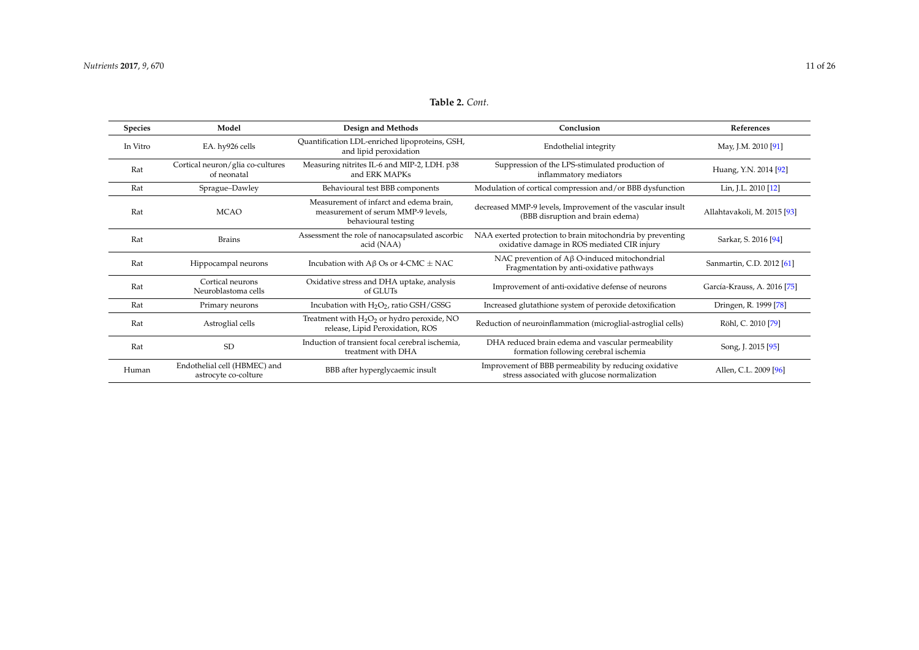**Table 2.** *Cont.*

| Species | Model | Design and Methods | Conclusion | References |
|---|---|---|---|---|
| In Vitro | EA. hy926 cells | Quantification LDL-enriched lipoproteins, GSH, and lipid peroxidation | Endothelial integrity | May, J.M. 2010 [91] |
| Rat | Cortical neuron/glia co-cultures of neonatal | Measuring nitrites IL-6 and MIP-2, LDH. p38 and ERK MBPKs | Suppression of the LPS-stimulated production of inflammatory mediators | Huang, Y.N. 2014 [92] |
| Rat | Sprague–Dawley | Behavioural test BBB components | Modulation of cortical compression and/or BBB dysfunction | Lin, J.L. 2010 [12] |
| Rat | MCAO | Measurement of infarct and edema brain, measurement of serum MMP-9 levels, behavioural testing | decreased MMP-9 levels, Improvement of the vascular insult (BBB disruption and brain edema) | Allahtavakoli, M. 2015 [93] |
| Rat | Brains | Assessment the role of nanocapsulated ascorbic acid (NAA) | NAA exerted protection to brain mitochondria by preventing oxidative damage in ROS mediated CIR injury | Sarkar, S. 2016 [94] |
| Rat | Hippocampal neurons | Incubation with Aβ Os or 4-CMC ± NAC | NAC prevention of Aβ O-induced mitochondrial Fragmentation by anti-oxidative pathways | Sanmartin, C.D. 2012 [61] |
| Rat | Cortical neurons Neuroblastoma cells | Oxidative stress and DHA uptake, analysis of GLUTs | Improvement of anti-oxidative defense of neurons | García-Krauss, A. 2016 [75] |
| Rat | Primary neurons | Incubation with $H_2O_2$, ratio GSH/GSSG | Increased glutathione system of peroxide detoxification | Dringen, R. 1999 [78] |
| Rat | Astroglial cells | Treatment with $H_2O_2$ or hydro peroxide, NO release, Lipid Peroxidation, ROS | Reduction of neuroinflammation (microglial-astroglial cells) | Röhl, C. 2010 [79] |
| Rat | SD | Induction of transient focal cerebral ischemia, treatment with DHA | DHA reduced brain edema and vascular permeability formation following cerebral ischemia | Song, J. 2015 [95] |
| Human | Endothelial cell (HBMEC) and astrocyte co-colture | BBB after hyperglycaemic insult | Improvement of BBB permeability by reducing oxidative stress associated with glucose normalization | Allen, C.L. 2009 [96] |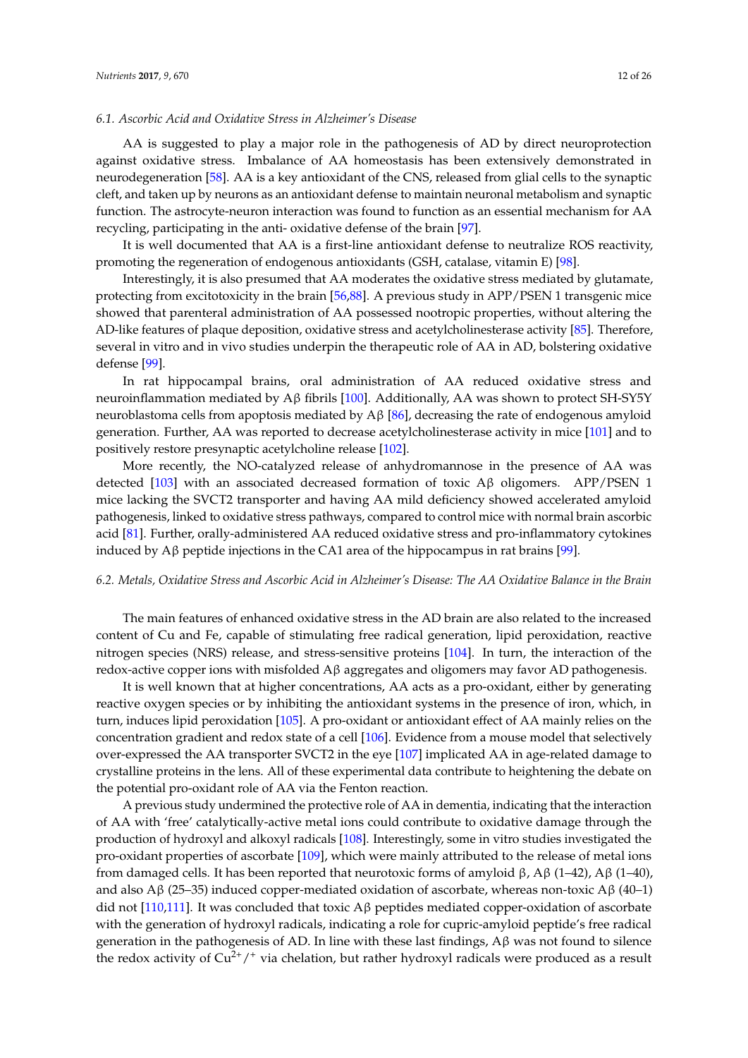### 6.1. Ascorbic Acid and Oxidative Stress in Alzheimer's Disease

AA is suggested to play a major role in the pathogenesis of AD by direct neuroprotection against oxidative stress. Imbalance of AA homeostasis has been extensively demonstrated in neurodegeneration [58]. AA is a key antioxidant of the CNS, released from glial cells to the synaptic cleft, and taken up by neurons as an antioxidant defense to maintain neuronal metabolism and synaptic function. The astrocyte-neuron interaction was found to function as an essential mechanism for AA recycling, participating in the anti- oxidative defense of the brain [97].

It is well documented that AA is a first-line antioxidant defense to neutralize ROS reactivity, promoting the regeneration of endogenous antioxidants (GSH, catalase, vitamin E) [98].

Interestingly, it is also presumed that AA moderates the oxidative stress mediated by glutamate, protecting from excitotoxicity in the brain [56,88]. A previous study in APP/PSEN 1 transgenic mice showed that parenteral administration of AA possessed nootropic properties, without altering the AD-like features of plaque deposition, oxidative stress and acetylcholinesterase activity [85]. Therefore, several in vitro and in vivo studies underpin the therapeutic role of AA in AD, bolstering oxidative defense [99].

In rat hippocampal brains, oral administration of AA reduced oxidative stress and neuroinflammation mediated by Aβ fibrils [100]. Additionally, AA was shown to protect SH-SY5Y neuroblastoma cells from apoptosis mediated by Aβ [86], decreasing the rate of endogenous amyloid generation. Further, AA was reported to decrease acetylcholinesterase activity in mice [101] and to positively restore presynaptic acetylcholine release [102].

More recently, the NO-catalyzed release of anhydromannose in the presence of AA was detected [103] with an associated decreased formation of toxic Aβ oligomers. APP/PSEN 1 mice lacking the SVCT2 transporter and having AA mild deficiency showed accelerated amyloid pathogenesis, linked to oxidative stress pathways, compared to control mice with normal brain ascorbic acid [81]. Further, orally-administered AA reduced oxidative stress and pro-inflammatory cytokines induced by Aβ peptide injections in the CA1 area of the hippocampus in rat brains [99].

### 6.2. Metals, Oxidative Stress and Ascorbic Acid in Alzheimer's Disease: The AA Oxidative Balance in the Brain

The main features of enhanced oxidative stress in the AD brain are also related to the increased content of Cu and Fe, capable of stimulating free radical generation, lipid peroxidation, reactive nitrogen species (NRS) release, and stress-sensitive proteins [104]. In turn, the interaction of the redox-active copper ions with misfolded Aβ aggregates and oligomers may favor AD pathogenesis.

It is well known that at higher concentrations, AA acts as a pro-oxidant, either by generating reactive oxygen species or by inhibiting the antioxidant systems in the presence of iron, which, in turn, induces lipid peroxidation [105]. A pro-oxidant or antioxidant effect of AA mainly relies on the concentration gradient and redox state of a cell [106]. Evidence from a mouse model that selectively over-expressed the AA transporter SVCT2 in the eye [107] implicated AA in age-related damage to crystalline proteins in the lens. All of these experimental data contribute to heightening the debate on the potential pro-oxidant role of AA via the Fenton reaction.

A previous study undermined the protective role of AA in dementia, indicating that the interaction of AA with 'free' catalytically-active metal ions could contribute to oxidative damage through the production of hydroxyl and alkoxyl radicals [108]. Interestingly, some in vitro studies investigated the pro-oxidant properties of ascorbate [109], which were mainly attributed to the release of metal ions from damaged cells. It has been reported that neurotoxic forms of amyloid β, Aβ (1–42), Aβ (1–40), and also Aβ (25–35) induced copper-mediated oxidation of ascorbate, whereas non-toxic Aβ (40–1) did not [110,111]. It was concluded that toxic Aβ peptides mediated copper-oxidation of ascorbate with the generation of hydroxyl radicals, indicating a role for cupric-amyloid peptide's free radical generation in the pathogenesis of AD. In line with these last findings, Aβ was not found to silence the redox activity of $Cu^{2+}/^{+}$ via chelation, but rather hydroxyl radicals were produced as a result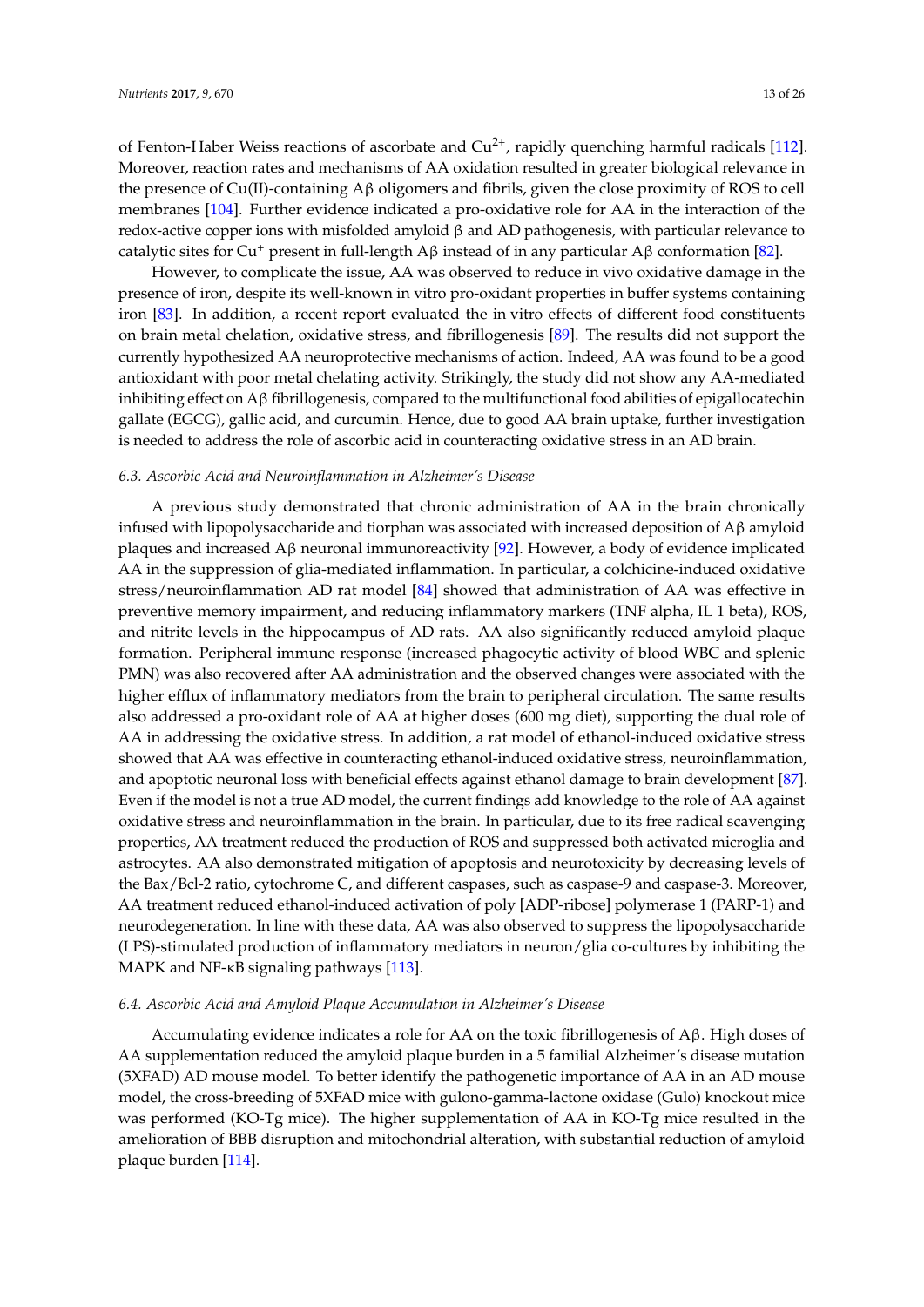of Fenton-Haber Weiss reactions of ascorbate and $Cu^{2+}$, rapidly quenching harmful radicals [112]. Moreover, reaction rates and mechanisms of AA oxidation resulted in greater biological relevance in the presence of Cu(II)-containing Aβ oligomers and fibrils, given the close proximity of ROS to cell membranes [104]. Further evidence indicated a pro-oxidative role for AA in the interaction of the redox-active copper ions with misfolded amyloid β and AD pathogenesis, with particular relevance to catalytic sites for $Cu^{+}$ present in full-length Aβ instead of in any particular Aβ conformation [82].

However, to complicate the issue, AA was observed to reduce in vivo oxidative damage in the presence of iron, despite its well-known in vitro pro-oxidant properties in buffer systems containing iron [83]. In addition, a recent report evaluated the in vitro effects of different food constituents on brain metal chelation, oxidative stress, and fibrillogenesis [89]. The results did not support the currently hypothesized AA neuroprotective mechanisms of action. Indeed, AA was found to be a good antioxidant with poor metal chelating activity. Strikingly, the study did not show any AA-mediated inhibiting effect on Aβ fibrillogenesis, compared to the multifunctional food abilities of epigallocatechin gallate (EGCG), gallic acid, and curcumin. Hence, due to good AA brain uptake, further investigation is needed to address the role of ascorbic acid in counteracting oxidative stress in an AD brain.

### *6.3. Ascorbic Acid and Neuroinflammation in Alzheimer's Disease*

A previous study demonstrated that chronic administration of AA in the brain chronically infused with lipopolysaccharide and tiorphan was associated with increased deposition of Aβ amyloid plaques and increased Aβ neuronal immunoreactivity [92]. However, a body of evidence implicated AA in the suppression of glia-mediated inflammation. In particular, a colchicine-induced oxidative stress/neuroinflammation AD rat model [84] showed that administration of AA was effective in preventive memory impairment, and reducing inflammatory markers (TNF alpha, IL 1 beta), ROS, and nitrite levels in the hippocampus of AD rats. AA also significantly reduced amyloid plaque formation. Peripheral immune response (increased phagocytic activity of blood WBC and splenic PMN) was also recovered after AA administration and the observed changes were associated with the higher efflux of inflammatory mediators from the brain to peripheral circulation. The same results also addressed a pro-oxidant role of AA at higher doses (600 mg diet), supporting the dual role of AA in addressing the oxidative stress. In addition, a rat model of ethanol-induced oxidative stress showed that AA was effective in counteracting ethanol-induced oxidative stress, neuroinflammation, and apoptotic neuronal loss with beneficial effects against ethanol damage to brain development [87]. Even if the model is not a true AD model, the current findings add knowledge to the role of AA against oxidative stress and neuroinflammation in the brain. In particular, due to its free radical scavenging properties, AA treatment reduced the production of ROS and suppressed both activated microglia and astrocytes. AA also demonstrated mitigation of apoptosis and neurotoxicity by decreasing levels of the Bax/Bcl-2 ratio, cytochrome C, and different caspases, such as caspase-9 and caspase-3. Moreover, AA treatment reduced ethanol-induced activation of poly [ADP-ribose] polymerase 1 (PARP-1) and neurodegeneration. In line with these data, AA was also observed to suppress the lipopolysaccharide (LPS)-stimulated production of inflammatory mediators in neuron/glia co-cultures by inhibiting the MAPK and NF-κB signaling pathways [113].

### *6.4. Ascorbic Acid and Amyloid Plaque Accumulation in Alzheimer's Disease*

Accumulating evidence indicates a role for AA on the toxic fibrillogenesis of Aβ. High doses of AA supplementation reduced the amyloid plaque burden in a 5 familial Alzheimer's disease mutation (5XFAD) AD mouse model. To better identify the pathogenetic importance of AA in an AD mouse model, the cross-breeding of 5XFAD mice with gulono-gamma-lactone oxidase (Gulo) knockout mice was performed (KO-Tg mice). The higher supplementation of AA in KO-Tg mice resulted in the amelioration of BBB disruption and mitochondrial alteration, with substantial reduction of amyloid plaque burden [114].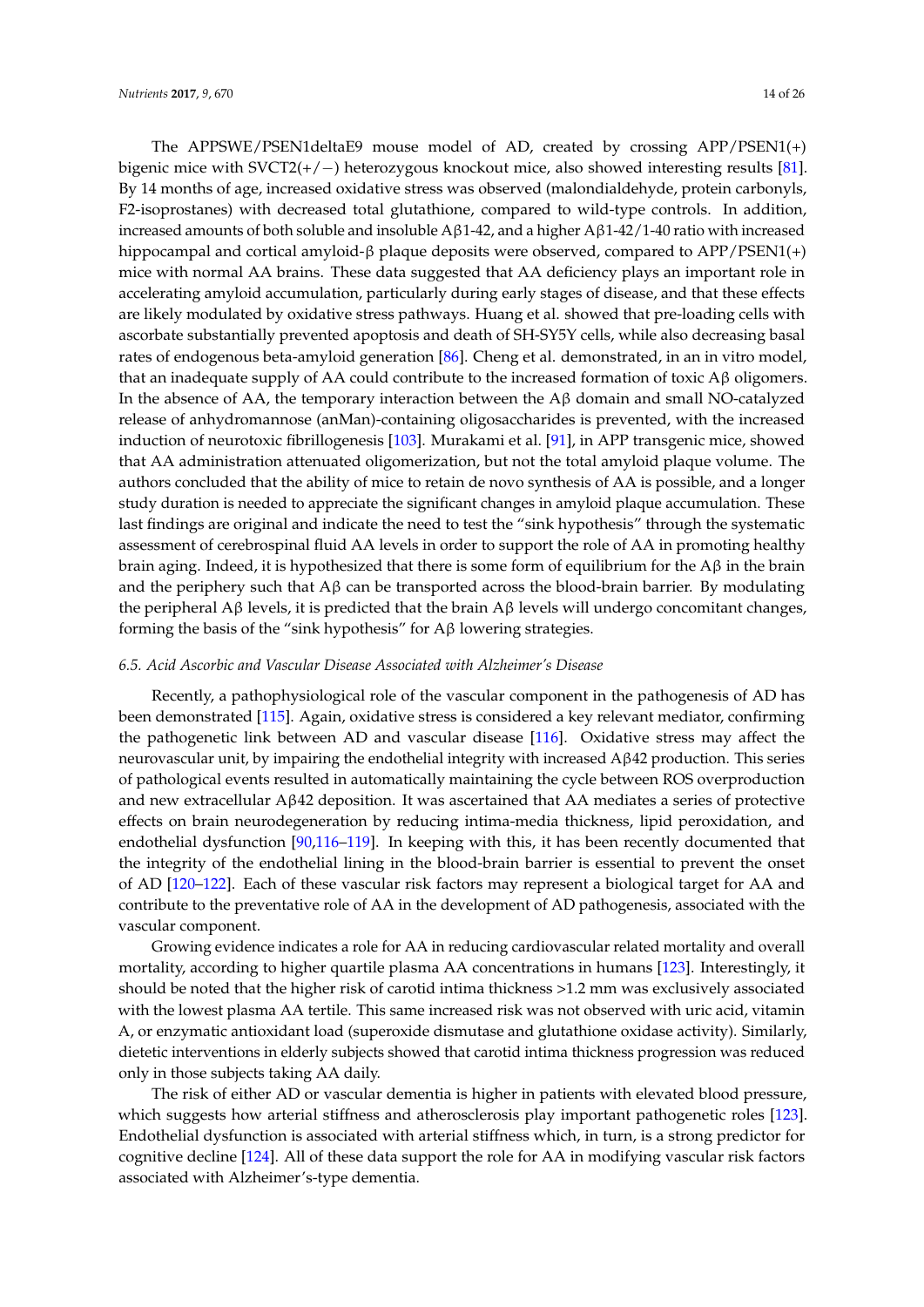The APPSWE/PSEN1deltaE9 mouse model of AD, created by crossing APP/PSEN1(+) bigenic mice with SVCT2(+/−) heterozygous knockout mice, also showed interesting results [81]. By 14 months of age, increased oxidative stress was observed (malondialdehyde, protein carbonyls, F2-isoprostanes) with decreased total glutathione, compared to wild-type controls. In addition, increased amounts of both soluble and insoluble Aβ1-42, and a higher Aβ1-42/1-40 ratio with increased hippocampal and cortical amyloid-β plaque deposits were observed, compared to APP/PSEN1(+) mice with normal AA brains. These data suggested that AA deficiency plays an important role in accelerating amyloid accumulation, particularly during early stages of disease, and that these effects are likely modulated by oxidative stress pathways. Huang et al. showed that pre-loading cells with ascorbate substantially prevented apoptosis and death of SH-SY5Y cells, while also decreasing basal rates of endogenous beta-amyloid generation [86]. Cheng et al. demonstrated, in an in vitro model, that an inadequate supply of AA could contribute to the increased formation of toxic Aβ oligomers. In the absence of AA, the temporary interaction between the Aβ domain and small NO-catalyzed release of anhydromannose (anMan)-containing oligosaccharides is prevented, with the increased induction of neurotoxic fibrillogenesis [103]. Murakami et al. [91], in APP transgenic mice, showed that AA administration attenuated oligomerization, but not the total amyloid plaque volume. The authors concluded that the ability of mice to retain de novo synthesis of AA is possible, and a longer study duration is needed to appreciate the significant changes in amyloid plaque accumulation. These last findings are original and indicate the need to test the "sink hypothesis" through the systematic assessment of cerebrospinal fluid AA levels in order to support the role of AA in promoting healthy brain aging. Indeed, it is hypothesized that there is some form of equilibrium for the Aβ in the brain and the periphery such that Aβ can be transported across the blood-brain barrier. By modulating the peripheral Aβ levels, it is predicted that the brain Aβ levels will undergo concomitant changes, forming the basis of the "sink hypothesis" for Aβ lowering strategies.

### *6.5. Acid Ascorbic and Vascular Disease Associated with Alzheimer's Disease*

Recently, a pathophysiological role of the vascular component in the pathogenesis of AD has been demonstrated [115]. Again, oxidative stress is considered a key relevant mediator, confirming the pathogenetic link between AD and vascular disease [116]. Oxidative stress may affect the neurovascular unit, by impairing the endothelial integrity with increased Aβ42 production. This series of pathological events resulted in automatically maintaining the cycle between ROS overproduction and new extracellular Aβ42 deposition. It was ascertained that AA mediates a series of protective effects on brain neurodegeneration by reducing intima-media thickness, lipid peroxidation, and endothelial dysfunction [90,116–119]. In keeping with this, it has been recently documented that the integrity of the endothelial lining in the blood-brain barrier is essential to prevent the onset of AD [120–122]. Each of these vascular risk factors may represent a biological target for AA and contribute to the preventative role of AA in the development of AD pathogenesis, associated with the vascular component.

Growing evidence indicates a role for AA in reducing cardiovascular related mortality and overall mortality, according to higher quartile plasma AA concentrations in humans [123]. Interestingly, it should be noted that the higher risk of carotid intima thickness >1.2 mm was exclusively associated with the lowest plasma AA tertile. This same increased risk was not observed with uric acid, vitamin A, or enzymatic antioxidant load (superoxide dismutase and glutathione oxidase activity). Similarly, dietetic interventions in elderly subjects showed that carotid intima thickness progression was reduced only in those subjects taking AA daily.

The risk of either AD or vascular dementia is higher in patients with elevated blood pressure, which suggests how arterial stiffness and atherosclerosis play important pathogenetic roles [123]. Endothelial dysfunction is associated with arterial stiffness which, in turn, is a strong predictor for cognitive decline [124]. All of these data support the role for AA in modifying vascular risk factors associated with Alzheimer's-type dementia.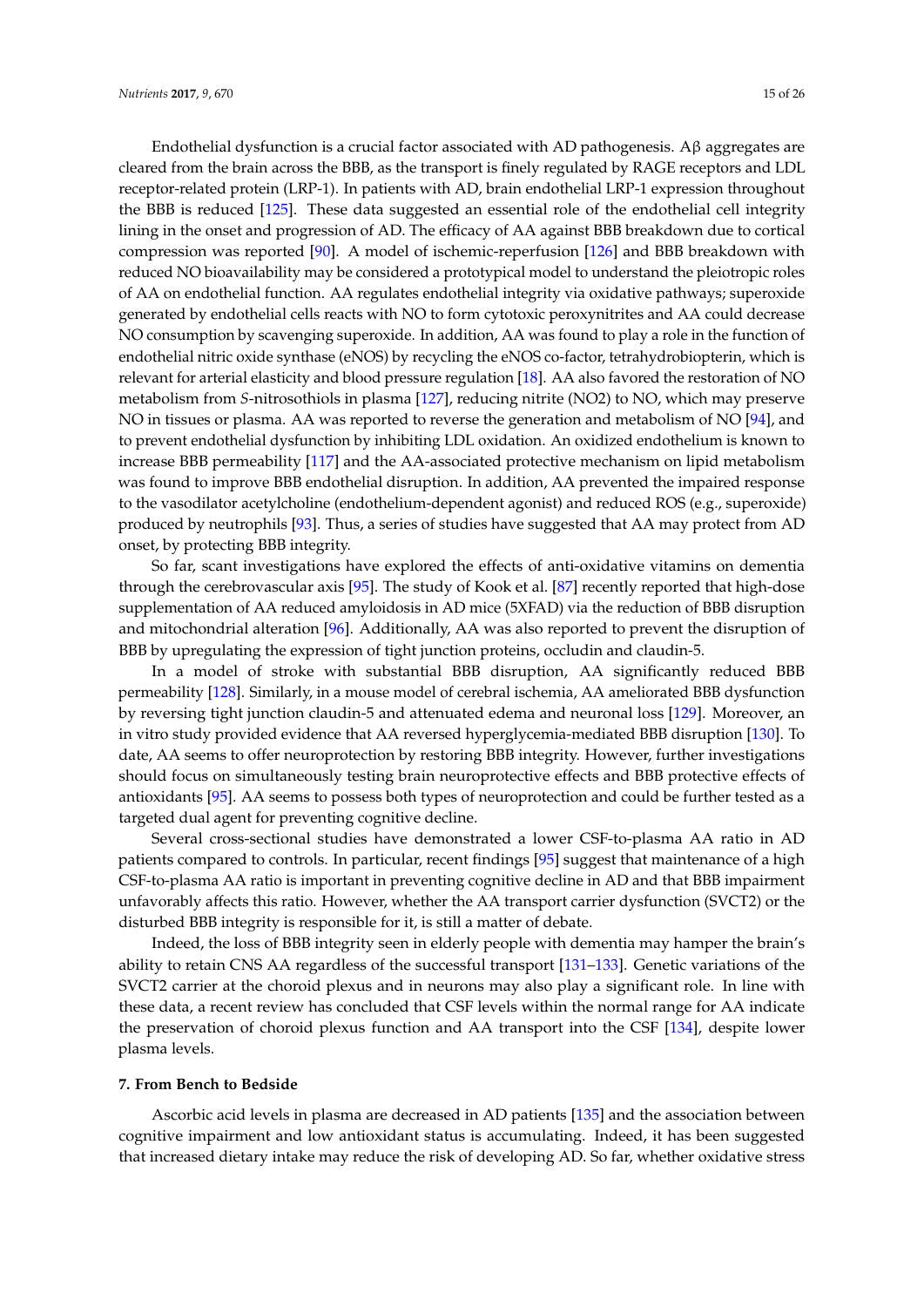Endothelial dysfunction is a crucial factor associated with AD pathogenesis. Aβ aggregates are cleared from the brain across the BBB, as the transport is finely regulated by RAGE receptors and LDL receptor-related protein (LRP-1). In patients with AD, brain endothelial LRP-1 expression throughout the BBB is reduced [125]. These data suggested an essential role of the endothelial cell integrity lining in the onset and progression of AD. The efficacy of AA against BBB breakdown due to cortical compression was reported [90]. A model of ischemic-reperfusion [126] and BBB breakdown with reduced NO bioavailability may be considered a prototypical model to understand the pleiotropic roles of AA on endothelial function. AA regulates endothelial integrity via oxidative pathways; superoxide generated by endothelial cells reacts with NO to form cytotoxic peroxynitrites and AA could decrease NO consumption by scavenging superoxide. In addition, AA was found to play a role in the function of endothelial nitric oxide synthase (eNOS) by recycling the eNOS co-factor, tetrahydrobiopterin, which is relevant for arterial elasticity and blood pressure regulation [18]. AA also favored the restoration of NO metabolism from *S*-nitrosothiols in plasma [127], reducing nitrite (NO2) to NO, which may preserve NO in tissues or plasma. AA was reported to reverse the generation and metabolism of NO [94], and to prevent endothelial dysfunction by inhibiting LDL oxidation. An oxidized endothelium is known to increase BBB permeability [117] and the AA-associated protective mechanism on lipid metabolism was found to improve BBB endothelial disruption. In addition, AA prevented the impaired response to the vasodilator acetylcholine (endothelium-dependent agonist) and reduced ROS (e.g., superoxide) produced by neutrophils [93]. Thus, a series of studies have suggested that AA may protect from AD onset, by protecting BBB integrity.

So far, scant investigations have explored the effects of anti-oxidative vitamins on dementia through the cerebrovascular axis [95]. The study of Kook et al. [87] recently reported that high-dose supplementation of AA reduced amyloidosis in AD mice (5XFAD) via the reduction of BBB disruption and mitochondrial alteration [96]. Additionally, AA was also reported to prevent the disruption of BBB by upregulating the expression of tight junction proteins, occludin and claudin-5.

In a model of stroke with substantial BBB disruption, AA significantly reduced BBB permeability [128]. Similarly, in a mouse model of cerebral ischemia, AA ameliorated BBB dysfunction by reversing tight junction claudin-5 and attenuated edema and neuronal loss [129]. Moreover, an in vitro study provided evidence that AA reversed hyperglycemia-mediated BBB disruption [130]. To date, AA seems to offer neuroprotection by restoring BBB integrity. However, further investigations should focus on simultaneously testing brain neuroprotective effects and BBB protective effects of antioxidants [95]. AA seems to possess both types of neuroprotection and could be further tested as a targeted dual agent for preventing cognitive decline.

Several cross-sectional studies have demonstrated a lower CSF-to-plasma AA ratio in AD patients compared to controls. In particular, recent findings [95] suggest that maintenance of a high CSF-to-plasma AA ratio is important in preventing cognitive decline in AD and that BBB impairment unfavorably affects this ratio. However, whether the AA transport carrier dysfunction (SVCT2) or the disturbed BBB integrity is responsible for it, is still a matter of debate.

Indeed, the loss of BBB integrity seen in elderly people with dementia may hamper the brain's ability to retain CNS AA regardless of the successful transport [131–133]. Genetic variations of the SVCT2 carrier at the choroid plexus and in neurons may also play a significant role. In line with these data, a recent review has concluded that CSF levels within the normal range for AA indicate the preservation of choroid plexus function and AA transport into the CSF [134], despite lower plasma levels.

## 7. From Bench to Bedside

Ascorbic acid levels in plasma are decreased in AD patients [135] and the association between cognitive impairment and low antioxidant status is accumulating. Indeed, it has been suggested that increased dietary intake may reduce the risk of developing AD. So far, whether oxidative stress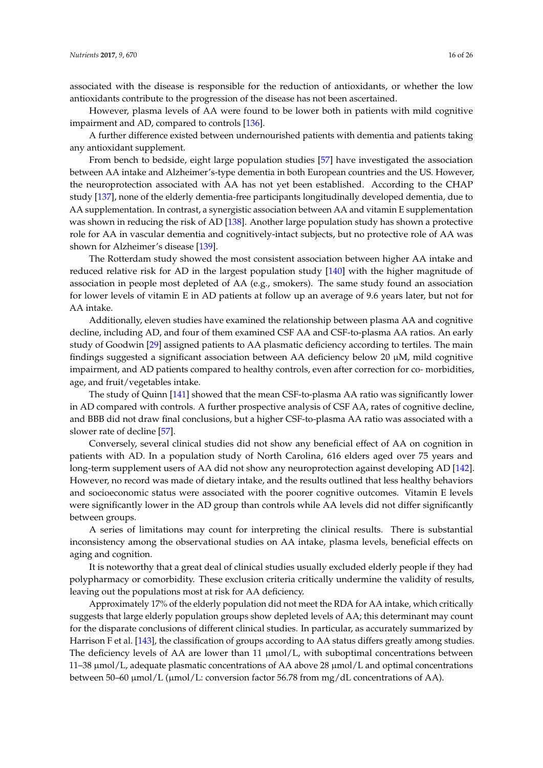associated with the disease is responsible for the reduction of antioxidants, or whether the low antioxidants contribute to the progression of the disease has not been ascertained.

However, plasma levels of AA were found to be lower both in patients with mild cognitive impairment and AD, compared to controls [136].

A further difference existed between undernourished patients with dementia and patients taking any antioxidant supplement.

From bench to bedside, eight large population studies [57] have investigated the association between AA intake and Alzheimer's-type dementia in both European countries and the US. However, the neuroprotection associated with AA has not yet been established. According to the CHAP study [137], none of the elderly dementia-free participants longitudinally developed dementia, due to AA supplementation. In contrast, a synergistic association between AA and vitamin E supplementation was shown in reducing the risk of AD [138]. Another large population study has shown a protective role for AA in vascular dementia and cognitively-intact subjects, but no protective role of AA was shown for Alzheimer's disease [139].

The Rotterdam study showed the most consistent association between higher AA intake and reduced relative risk for AD in the largest population study [140] with the higher magnitude of association in people most depleted of AA (e.g., smokers). The same study found an association for lower levels of vitamin E in AD patients at follow up an average of 9.6 years later, but not for AA intake.

Additionally, eleven studies have examined the relationship between plasma AA and cognitive decline, including AD, and four of them examined CSF AA and CSF-to-plasma AA ratios. An early study of Goodwin [29] assigned patients to AA plasmatic deficiency according to tertiles. The main findings suggested a significant association between AA deficiency below 20 μM, mild cognitive impairment, and AD patients compared to healthy controls, even after correction for co- morbidities, age, and fruit/vegetables intake.

The study of Quinn [141] showed that the mean CSF-to-plasma AA ratio was significantly lower in AD compared with controls. A further prospective analysis of CSF AA, rates of cognitive decline, and BBB did not draw final conclusions, but a higher CSF-to-plasma AA ratio was associated with a slower rate of decline [57].

Conversely, several clinical studies did not show any beneficial effect of AA on cognition in patients with AD. In a population study of North Carolina, 616 elders aged over 75 years and long-term supplement users of AA did not show any neuroprotection against developing AD [142]. However, no record was made of dietary intake, and the results outlined that less healthy behaviors and socioeconomic status were associated with the poorer cognitive outcomes. Vitamin E levels were significantly lower in the AD group than controls while AA levels did not differ significantly between groups.

A series of limitations may count for interpreting the clinical results. There is substantial inconsistency among the observational studies on AA intake, plasma levels, beneficial effects on aging and cognition.

It is noteworthy that a great deal of clinical studies usually excluded elderly people if they had polypharmacy or comorbidity. These exclusion criteria critically undermine the validity of results, leaving out the populations most at risk for AA deficiency.

Approximately 17% of the elderly population did not meet the RDA for AA intake, which critically suggests that large elderly population groups show depleted levels of AA; this determinant may count for the disparate conclusions of different clinical studies. In particular, as accurately summarized by Harrison F et al. [143], the classification of groups according to AA status differs greatly among studies. The deficiency levels of AA are lower than 11 μmol/L, with suboptimal concentrations between 11–38 μmol/L, adequate plasmatic concentrations of AA above 28 μmol/L and optimal concentrations between 50–60 μmol/L (μmol/L: conversion factor 56.78 from mg/dL concentrations of AA).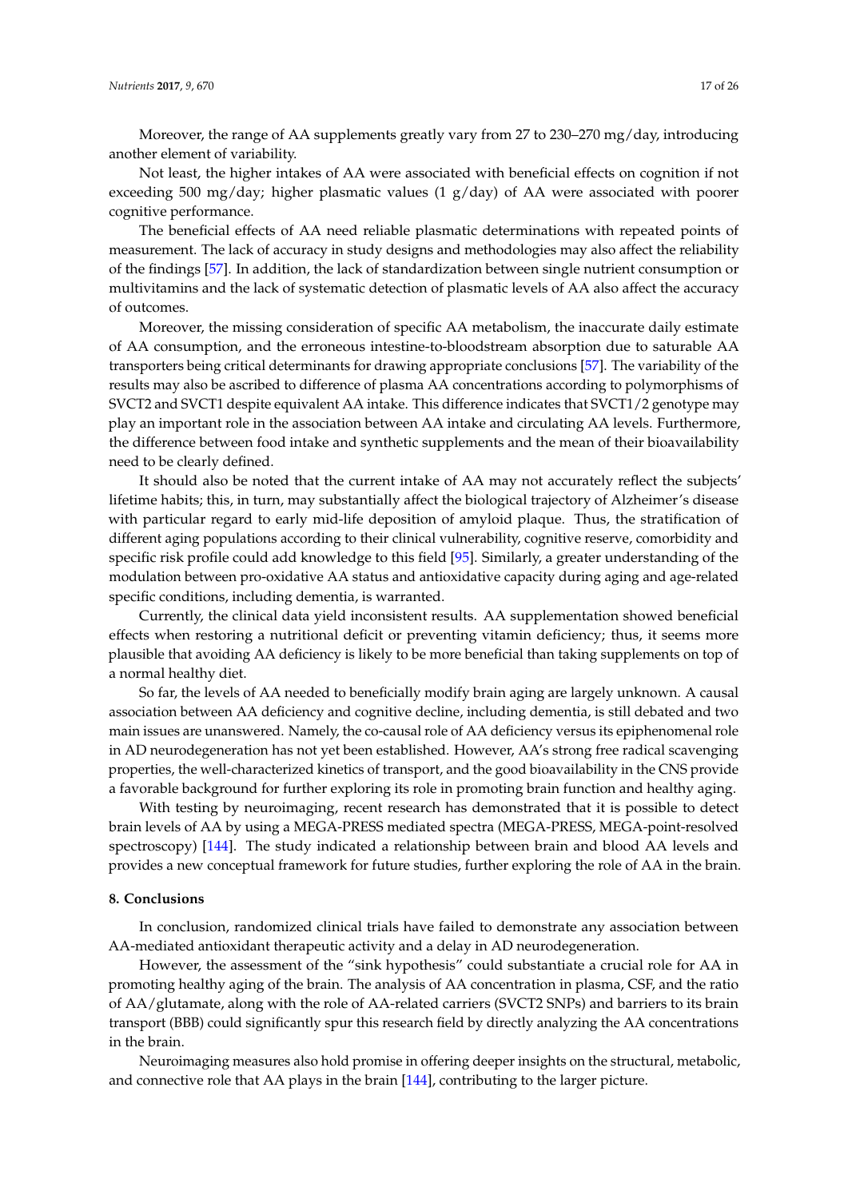Moreover, the range of AA supplements greatly vary from 27 to 230–270 mg/day, introducing another element of variability.

Not least, the higher intakes of AA were associated with beneficial effects on cognition if not exceeding 500 mg/day; higher plasmatic values (1 g/day) of AA were associated with poorer cognitive performance.

The beneficial effects of AA need reliable plasmatic determinations with repeated points of measurement. The lack of accuracy in study designs and methodologies may also affect the reliability of the findings [57]. In addition, the lack of standardization between single nutrient consumption or multivitamins and the lack of systematic detection of plasmatic levels of AA also affect the accuracy of outcomes.

Moreover, the missing consideration of specific AA metabolism, the inaccurate daily estimate of AA consumption, and the erroneous intestine-to-bloodstream absorption due to saturable AA transporters being critical determinants for drawing appropriate conclusions [57]. The variability of the results may also be ascribed to difference of plasma AA concentrations according to polymorphisms of SVCT2 and SVCT1 despite equivalent AA intake. This difference indicates that SVCT1/2 genotype may play an important role in the association between AA intake and circulating AA levels. Furthermore, the difference between food intake and synthetic supplements and the mean of their bioavailability need to be clearly defined.

It should also be noted that the current intake of AA may not accurately reflect the subjects' lifetime habits; this, in turn, may substantially affect the biological trajectory of Alzheimer's disease with particular regard to early mid-life deposition of amyloid plaque. Thus, the stratification of different aging populations according to their clinical vulnerability, cognitive reserve, comorbidity and specific risk profile could add knowledge to this field [95]. Similarly, a greater understanding of the modulation between pro-oxidative AA status and antioxidative capacity during aging and age-related specific conditions, including dementia, is warranted.

Currently, the clinical data yield inconsistent results. AA supplementation showed beneficial effects when restoring a nutritional deficit or preventing vitamin deficiency; thus, it seems more plausible that avoiding AA deficiency is likely to be more beneficial than taking supplements on top of a normal healthy diet.

So far, the levels of AA needed to beneficially modify brain aging are largely unknown. A causal association between AA deficiency and cognitive decline, including dementia, is still debated and two main issues are unanswered. Namely, the co-causal role of AA deficiency versus its epiphenomenal role in AD neurodegeneration has not yet been established. However, AA's strong free radical scavenging properties, the well-characterized kinetics of transport, and the good bioavailability in the CNS provide a favorable background for further exploring its role in promoting brain function and healthy aging.

With testing by neuroimaging, recent research has demonstrated that it is possible to detect brain levels of AA by using a MEGA-PRESS mediated spectra (MEGA-PRESS, MEGA-point-resolved spectroscopy) [144]. The study indicated a relationship between brain and blood AA levels and provides a new conceptual framework for future studies, further exploring the role of AA in the brain.

## 8. Conclusions

In conclusion, randomized clinical trials have failed to demonstrate any association between AA-mediated antioxidant therapeutic activity and a delay in AD neurodegeneration.

However, the assessment of the "sink hypothesis" could substantiate a crucial role for AA in promoting healthy aging of the brain. The analysis of AA concentration in plasma, CSF, and the ratio of AA/glutamate, along with the role of AA-related carriers (SVCT2 SNPs) and barriers to its brain transport (BBB) could significantly spur this research field by directly analyzing the AA concentrations in the brain.

Neuroimaging measures also hold promise in offering deeper insights on the structural, metabolic, and connective role that AA plays in the brain [144], contributing to the larger picture.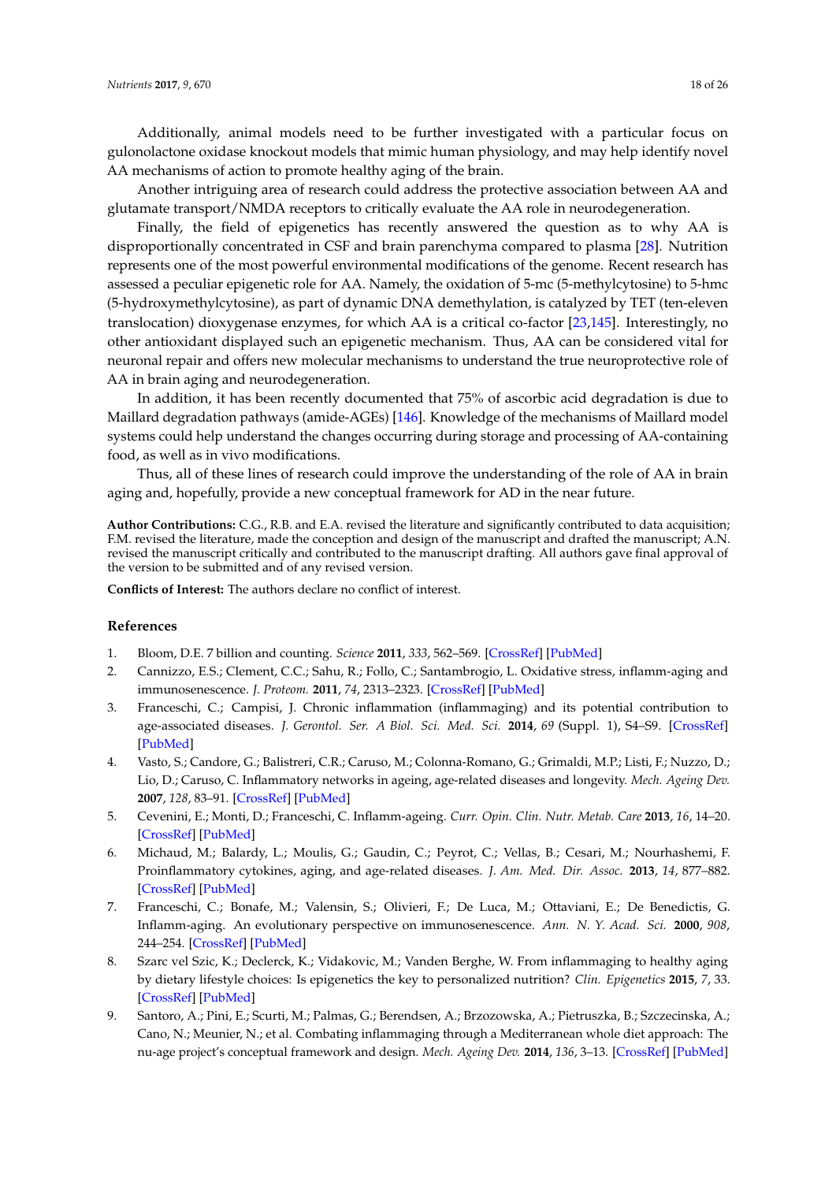Additionally, animal models need to be further investigated with a particular focus on gulonolactone oxidase knockout models that mimic human physiology, and may help identify novel AA mechanisms of action to promote healthy aging of the brain.

Another intriguing area of research could address the protective association between AA and glutamate transport/NMDA receptors to critically evaluate the AA role in neurodegeneration.

Finally, the field of epigenetics has recently answered the question as to why AA is disproportionally concentrated in CSF and brain parenchyma compared to plasma [28]. Nutrition represents one of the most powerful environmental modifications of the genome. Recent research has assessed a peculiar epigenetic role for AA. Namely, the oxidation of 5-mc (5-methylcytosine) to 5-hmc (5-hydroxymethylcytosine), as part of dynamic DNA demethylation, is catalyzed by TET (ten-eleven translocation) dioxygenase enzymes, for which AA is a critical co-factor [23,145]. Interestingly, no other antioxidant displayed such an epigenetic mechanism. Thus, AA can be considered vital for neuronal repair and offers new molecular mechanisms to understand the true neuroprotective role of AA in brain aging and neurodegeneration.

In addition, it has been recently documented that 75% of ascorbic acid degradation is due to Maillard degradation pathways (amide-AGEs) [146]. Knowledge of the mechanisms of Maillard model systems could help understand the changes occurring during storage and processing of AA-containing food, as well as in vivo modifications.

Thus, all of these lines of research could improve the understanding of the role of AA in brain aging and, hopefully, provide a new conceptual framework for AD in the near future.

**Author Contributions:** C.G., R.B. and E.A. revised the literature and significantly contributed to data acquisition; F.M. revised the literature, made the conception and design of the manuscript and drafted the manuscript; A.N. revised the manuscript critically and contributed to the manuscript drafting. All authors gave final approval of the version to be submitted and of any revised version.

**Conflicts of Interest:** The authors declare no conflict of interest.

## References

1. Bloom, D.E. 7 billion and counting. *Science* **2011**, *333*, 562–569. [CrossRef] [PubMed]
2. Cannizzo, E.S.; Clement, C.C.; Sahu, R.; Follo, C.; Santambrogio, L. Oxidative stress, inflamm-aging and immunosenescence. *J. Proteom.* **2011**, *74*, 2313–2323. [CrossRef] [PubMed]
3. Franceschi, C.; Campisi, J. Chronic inflammation (inflammaging) and its potential contribution to age-associated diseases. *J. Gerontol. Ser. A Biol. Sci. Med. Sci.* **2014**, *69* (Suppl. 1), S4–S9. [CrossRef] [PubMed]
4. Vasto, S.; Candore, G.; Balistreri, C.R.; Caruso, M.; Colonna-Romano, G.; Grimaldi, M.P.; Listi, F.; Nuzzo, D.; Lio, D.; Caruso, C. Inflammatory networks in ageing, age-related diseases and longevity. *Mech. Ageing Dev.* **2007**, *128*, 83–91. [CrossRef] [PubMed]
5. Cevenini, E.; Monti, D.; Franceschi, C. Inflamm-ageing. *Curr. Opin. Clin. Nutr. Metab. Care* **2013**, *16*, 14–20. [CrossRef] [PubMed]
6. Michaud, M.; Balardy, L.; Moulis, G.; Gaudin, C.; Peyrot, C.; Vellas, B.; Cesari, M.; Nourhashemi, F. Proinflammatory cytokines, aging, and age-related diseases. *J. Am. Med. Dir. Assoc.* **2013**, *14*, 877–882. [CrossRef] [PubMed]
7. Franceschi, C.; Bonafe, M.; Valensin, S.; Olivieri, F.; De Luca, M.; Ottaviani, E.; De Benedictis, G. Inflamm-aging. An evolutionary perspective on immunosenescence. *Ann. N. Y. Acad. Sci.* **2000**, *908*, 244–254. [CrossRef] [PubMed]
8. Szarc vel Szic, K.; Declerck, K.; Vidakovic, M.; Vanden Berghe, W. From inflammaging to healthy aging by dietary lifestyle choices: Is epigenetics the key to personalized nutrition? *Clin. Epigenetics* **2015**, *7*, 33. [CrossRef] [PubMed]
9. Santoro, A.; Pini, E.; Scurti, M.; Palmas, G.; Berendsen, A.; Brzozowska, A.; Pietruszka, B.; Szczecinska, A.; Cano, N.; Meunier, N.; et al. Combating inflammaging through a Mediterranean whole diet approach: The nu-age project's conceptual framework and design. *Mech. Ageing Dev.* **2014**, *136*, 3–13. [CrossRef] [PubMed]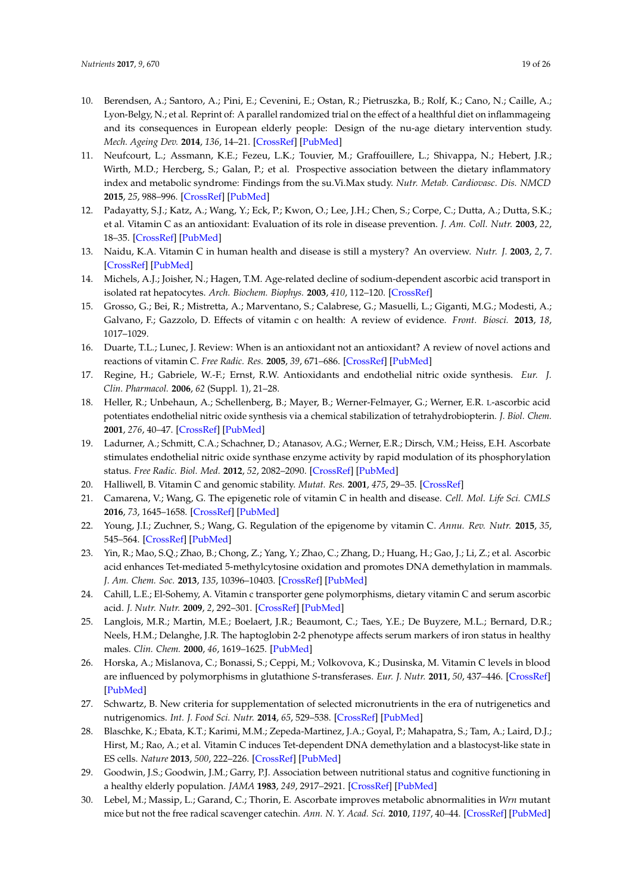10. Berendsen, A.; Santoro, A.; Pini, E.; Cevenini, E.; Ostan, R.; Pietruszka, B.; Rolf, K.; Cano, N.; Caille, A.; Lyon-Belgy, N.; et al. Reprint of: A parallel randomized trial on the effect of a healthful diet on inflammageing and its consequences in European elderly people: Design of the nu-age dietary intervention study. *Mech. Ageing Dev.* **2014**, *136*, 14–21. [CrossRef] [PubMed]
11. Neufcourt, L.; Assmann, K.E.; Fezeu, L.K.; Touvier, M.; Graffouillere, L.; Shivappa, N.; Hebert, J.R.; Wirth, M.D.; Hercberg, S.; Galan, P.; et al. Prospective association between the dietary inflammatory index and metabolic syndrome: Findings from the su.Vi.Max study. *Nutr. Metab. Cardiovasc. Dis. NMCD* **2015**, *25*, 988–996. [CrossRef] [PubMed]
12. Padayatty, S.J.; Katz, A.; Wang, Y.; Eck, P.; Kwon, O.; Lee, J.H.; Chen, S.; Corpe, C.; Dutta, A.; Dutta, S.K.; et al. Vitamin C as an antioxidant: Evaluation of its role in disease prevention. *J. Am. Coll. Nutr.* **2003**, *22*, 18–35. [CrossRef] [PubMed]
13. Naidu, K.A. Vitamin C in human health and disease is still a mystery? An overview. *Nutr. J.* **2003**, *2*, 7. [CrossRef] [PubMed]
14. Michels, A.J.; Joisher, N.; Hagen, T.M. Age-related decline of sodium-dependent ascorbic acid transport in isolated rat hepatocytes. *Arch. Biochem. Biophys.* **2003**, *410*, 112–120. [CrossRef]
15. Grosso, G.; Bei, R.; Mistretta, A.; Marventano, S.; Calabrese, G.; Masuelli, L.; Giganti, M.G.; Modesti, A.; Galvano, F.; Gazzolo, D. Effects of vitamin c on health: A review of evidence. *Front. Biosci.* **2013**, *18*, 1017–1029.
16. Duarte, T.L.; Lunec, J. Review: When is an antioxidant not an antioxidant? A review of novel actions and reactions of vitamin C. *Free Radic. Res.* **2005**, *39*, 671–686. [CrossRef] [PubMed]
17. Regine, H.; Gabriele, W.-F.; Ernst, R.W. Antioxidants and endothelial nitric oxide synthesis. *Eur. J. Clin. Pharmacol.* **2006**, *62* (Suppl. 1), 21–28.
18. Heller, R.; Unbehaun, A.; Schellenberg, B.; Mayer, B.; Werner-Felmayer, G.; Werner, E.R. L-ascorbic acid potentiates endothelial nitric oxide synthesis via a chemical stabilization of tetrahydrobiopterin. *J. Biol. Chem.* **2001**, *276*, 40–47. [CrossRef] [PubMed]
19. Ladurner, A.; Schmitt, C.A.; Schachner, D.; Atanasov, A.G.; Werner, E.R.; Dirsch, V.M.; Heiss, E.H. Ascorbate stimulates endothelial nitric oxide synthase enzyme activity by rapid modulation of its phosphorylation status. *Free Radic. Biol. Med.* **2012**, *52*, 2082–2090. [CrossRef] [PubMed]
20. Halliwell, B. Vitamin C and genomic stability. *Mutat. Res.* **2001**, *475*, 29–35. [CrossRef]
21. Camarena, V.; Wang, G. The epigenetic role of vitamin C in health and disease. *Cell. Mol. Life Sci. CMLS* **2016**, *73*, 1645–1658. [CrossRef] [PubMed]
22. Young, J.I.; Zuchner, S.; Wang, G. Regulation of the epigenome by vitamin C. *Annu. Rev. Nutr.* **2015**, *35*, 545–564. [CrossRef] [PubMed]
23. Yin, R.; Mao, S.Q.; Zhao, B.; Chong, Z.; Yang, Y.; Zhao, C.; Zhang, D.; Huang, H.; Gao, J.; Li, Z.; et al. Ascorbic acid enhances Tet-mediated 5-methylcytosine oxidation and promotes DNA demethylation in mammals. *J. Am. Chem. Soc.* **2013**, *135*, 10396–10403. [CrossRef] [PubMed]
24. Cahill, L.E.; El-Sohemy, A. Vitamin c transporter gene polymorphisms, dietary vitamin C and serum ascorbic acid. *J. Nutr. Nutr.* **2009**, *2*, 292–301. [CrossRef] [PubMed]
25. Langlois, M.R.; Martin, M.E.; Boelaert, J.R.; Beaumont, C.; Taes, Y.E.; De Buyzere, M.L.; Bernard, D.R.; Neels, H.M.; Delanghe, J.R. The haptoglobin 2-2 phenotype affects serum markers of iron status in healthy males. *Clin. Chem.* **2000**, *46*, 1619–1625. [PubMed]
26. Horska, A.; Mislanova, C.; Bonassi, S.; Ceppi, M.; Volkovova, K.; Dusinska, M. Vitamin C levels in blood are influenced by polymorphisms in glutathione *S*-transferases. *Eur. J. Nutr.* **2011**, *50*, 437–446. [CrossRef] [PubMed]
27. Schwartz, B. New criteria for supplementation of selected micronutrients in the era of nutrigenetics and nutrigenomics. *Int. J. Food Sci. Nutr.* **2014**, *65*, 529–538. [CrossRef] [PubMed]
28. Blaschke, K.; Ebata, K.T.; Karimi, M.M.; Zepeda-Martinez, J.A.; Goyal, P.; Mahapatra, S.; Tam, A.; Laird, D.J.; Hirst, M.; Rao, A.; et al. Vitamin C induces Tet-dependent DNA demethylation and a blastocyst-like state in ES cells. *Nature* **2013**, *500*, 222–226. [CrossRef] [PubMed]
29. Goodwin, J.S.; Goodwin, J.M.; Garry, P.J. Association between nutritional status and cognitive functioning in a healthy elderly population. *JAMA* **1983**, *249*, 2917–2921. [CrossRef] [PubMed]
30. Lebel, M.; Massip, L.; Garand, C.; Thorin, E. Ascorbate improves metabolic abnormalities in *Wrn* mutant mice but not the free radical scavenger catechin. *Ann. N. Y. Acad. Sci.* **2010**, *1197*, 40–44. [CrossRef] [PubMed]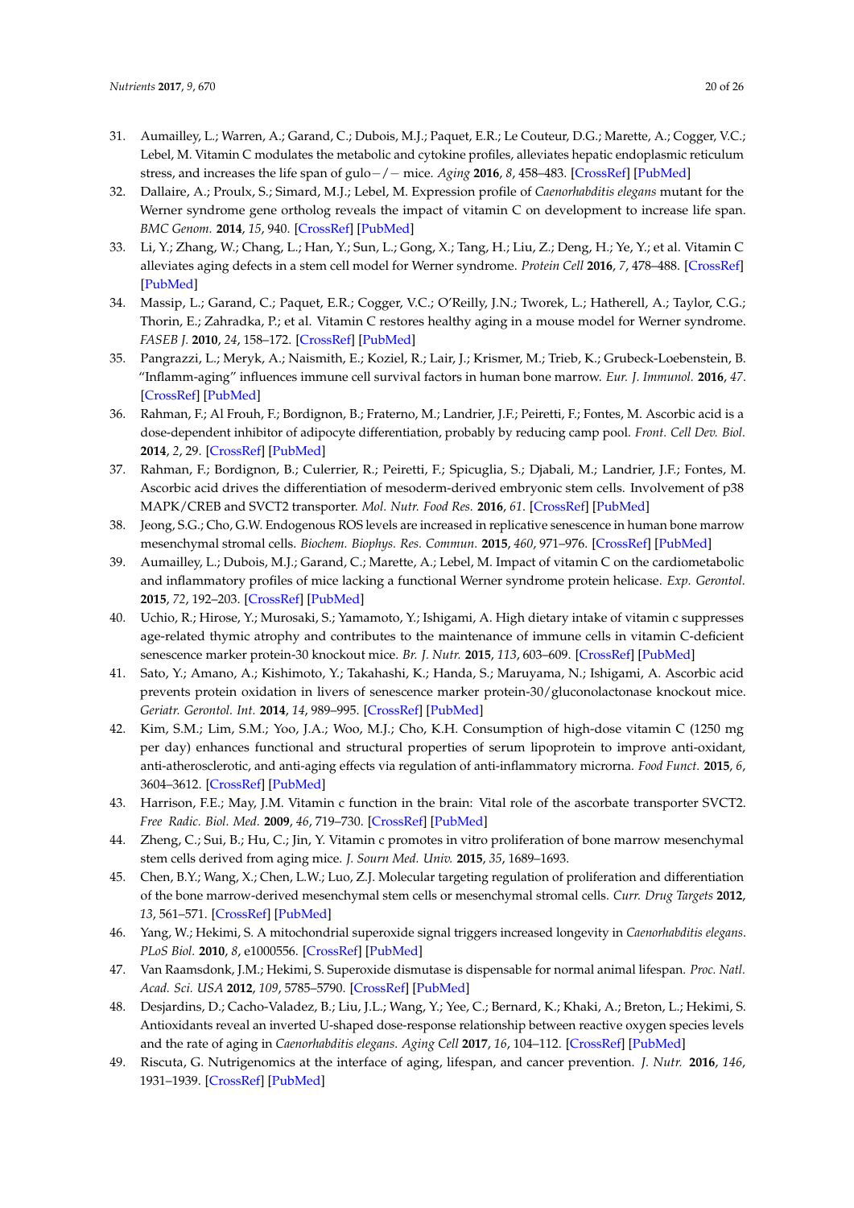31. Aumailley, L.; Warren, A.; Garand, C.; Dubois, M.J.; Paquet, E.R.; Le Couteur, D.G.; Marette, A.; Cogger, V.C.; Lebel, M. Vitamin C modulates the metabolic and cytokine profiles, alleviates hepatic endoplasmic reticulum stress, and increases the life span of gulo−/− mice. *Aging* **2016**, *8*, 458–483. [CrossRef] [PubMed]
32. Dallaire, A.; Proulx, S.; Simard, M.J.; Lebel, M. Expression profile of *Caenorhabditis elegans* mutant for the Werner syndrome gene ortholog reveals the impact of vitamin C on development to increase life span. *BMC Genom.* **2014**, *15*, 940. [CrossRef] [PubMed]
33. Li, Y.; Zhang, W.; Chang, L.; Han, Y.; Sun, L.; Gong, X.; Tang, H.; Liu, Z.; Deng, H.; Ye, Y.; et al. Vitamin C alleviates aging defects in a stem cell model for Werner syndrome. *Protein Cell* **2016**, *7*, 478–488. [CrossRef] [PubMed]
34. Massip, L.; Garand, C.; Paquet, E.R.; Cogger, V.C.; O'Reilly, J.N.; Tworek, L.; Hatherell, A.; Taylor, C.G.; Thorin, E.; Zahradka, P.; et al. Vitamin C restores healthy aging in a mouse model for Werner syndrome. *FASEB J.* **2010**, *24*, 158–172. [CrossRef] [PubMed]
35. Pangrazzi, L.; Meryk, A.; Naismith, E.; Koziel, R.; Lair, J.; Krismer, M.; Trieb, K.; Grubeck-Loebenstein, B. "Inflamm-aging" influences immune cell survival factors in human bone marrow. *Eur. J. Immunol.* **2016**, *47*. [CrossRef] [PubMed]
36. Rahman, F.; Al Frouh, F.; Bordignon, B.; Fraterno, M.; Landrier, J.F.; Peiretti, F.; Fontes, M. Ascorbic acid is a dose-dependent inhibitor of adipocyte differentiation, probably by reducing camp pool. *Front. Cell Dev. Biol.* **2014**, *2*, 29. [CrossRef] [PubMed]
37. Rahman, F.; Bordignon, B.; Culerrier, R.; Peiretti, F.; Spicuglia, S.; Djabali, M.; Landrier, J.F.; Fontes, M. Ascorbic acid drives the differentiation of mesoderm-derived embryonic stem cells. Involvement of p38 MAPK/CREB and SVCT2 transporter. *Mol. Nutr. Food Res.* **2016**, *61*. [CrossRef] [PubMed]
38. Jeong, S.G.; Cho, G.W. Endogenous ROS levels are increased in replicative senescence in human bone marrow mesenchymal stromal cells. *Biochem. Biophys. Res. Commun.* **2015**, *460*, 971–976. [CrossRef] [PubMed]
39. Aumailley, L.; Dubois, M.J.; Garand, C.; Marette, A.; Lebel, M. Impact of vitamin C on the cardiometabolic and inflammatory profiles of mice lacking a functional Werner syndrome protein helicase. *Exp. Gerontol.* **2015**, *72*, 192–203. [CrossRef] [PubMed]
40. Uchio, R.; Hirose, Y.; Murosaki, S.; Yamamoto, Y.; Ishigami, A. High dietary intake of vitamin c suppresses age-related thymic atrophy and contributes to the maintenance of immune cells in vitamin C-deficient senescence marker protein-30 knockout mice. *Br. J. Nutr.* **2015**, *113*, 603–609. [CrossRef] [PubMed]
41. Sato, Y.; Amano, A.; Kishimoto, Y.; Takahashi, K.; Handa, S.; Maruyama, N.; Ishigami, A. Ascorbic acid prevents protein oxidation in livers of senescence marker protein-30/gluconolactonase knockout mice. *Geriatr. Gerontol. Int.* **2014**, *14*, 989–995. [CrossRef] [PubMed]
42. Kim, S.M.; Lim, S.M.; Yoo, J.A.; Woo, M.J.; Cho, K.H. Consumption of high-dose vitamin C (1250 mg per day) enhances functional and structural properties of serum lipoprotein to improve anti-oxidant, anti-atherosclerotic, and anti-aging effects via regulation of anti-inflammatory microrna. *Food Funct.* **2015**, *6*, 3604–3612. [CrossRef] [PubMed]
43. Harrison, F.E.; May, J.M. Vitamin c function in the brain: Vital role of the ascorbate transporter SVCT2. *Free Radic. Biol. Med.* **2009**, *46*, 719–730. [CrossRef] [PubMed]
44. Zheng, C.; Sui, B.; Hu, C.; Jin, Y. Vitamin c promotes in vitro proliferation of bone marrow mesenchymal stem cells derived from aging mice. *J. Sourn Med. Univ.* **2015**, *35*, 1689–1693.
45. Chen, B.Y.; Wang, X.; Chen, L.W.; Luo, Z.J. Molecular targeting regulation of proliferation and differentiation of the bone marrow-derived mesenchymal stem cells or mesenchymal stromal cells. *Curr. Drug Targets* **2012**, *13*, 561–571. [CrossRef] [PubMed]
46. Yang, W.; Hekimi, S. A mitochondrial superoxide signal triggers increased longevity in *Caenorhabditis elegans*. *PLoS Biol.* **2010**, *8*, e1000556. [CrossRef] [PubMed]
47. Van Raamsdonk, J.M.; Hekimi, S. Superoxide dismutase is dispensable for normal animal lifespan. *Proc. Natl. Acad. Sci. USA* **2012**, *109*, 5785–5790. [CrossRef] [PubMed]
48. Desjardins, D.; Cacho-Valadez, B.; Liu, J.L.; Wang, Y.; Yee, C.; Bernard, K.; Khaki, A.; Breton, L.; Hekimi, S. Antioxidants reveal an inverted U-shaped dose-response relationship between reactive oxygen species levels and the rate of aging in *Caenorhabditis elegans*. *Aging Cell* **2017**, *16*, 104–112. [CrossRef] [PubMed]
49. Riscuta, G. Nutrigenomics at the interface of aging, lifespan, and cancer prevention. *J. Nutr.* **2016**, *146*, 1931–1939. [CrossRef] [PubMed]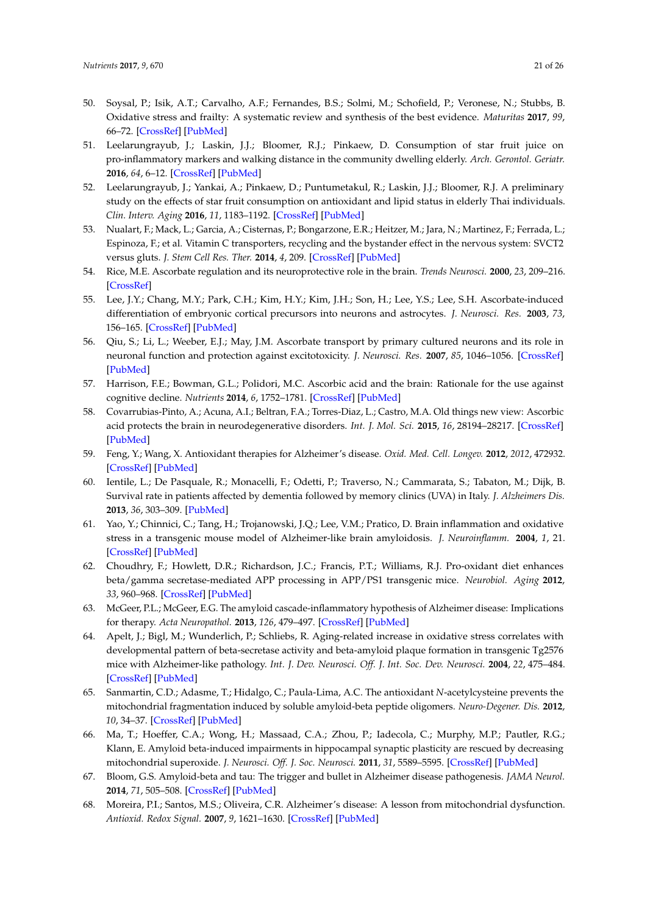50. Soysal, P.; Isik, A.T.; Carvalho, A.F.; Fernandes, B.S.; Solmi, M.; Schofield, P.; Veronese, N.; Stubbs, B. Oxidative stress and frailty: A systematic review and synthesis of the best evidence. *Maturitas* **2017**, *99*, 66–72. [CrossRef] [PubMed]
51. Leelarungrayub, J.; Laskin, J.J.; Bloomer, R.J.; Pinkaew, D. Consumption of star fruit juice on pro-inflammatory markers and walking distance in the community dwelling elderly. *Arch. Gerontol. Geriatr.* **2016**, *64*, 6–12. [CrossRef] [PubMed]
52. Leelarungrayub, J.; Yankai, A.; Pinkaew, D.; Puntumetakul, R.; Laskin, J.J.; Bloomer, R.J. A preliminary study on the effects of star fruit consumption on antioxidant and lipid status in elderly Thai individuals. *Clin. Interv. Aging* **2016**, *11*, 1183–1192. [CrossRef] [PubMed]
53. Nualart, F.; Mack, L.; Garcia, A.; Cisternas, P.; Bongarzone, E.R.; Heitzer, M.; Jara, N.; Martinez, F.; Ferrada, L.; Espinoza, F.; et al. Vitamin C transporters, recycling and the bystander effect in the nervous system: SVCT2 versus gluts. *J. Stem Cell Res. Ther.* **2014**, *4*, 209. [CrossRef] [PubMed]
54. Rice, M.E. Ascorbate regulation and its neuroprotective role in the brain. *Trends Neurosci.* **2000**, *23*, 209–216. [CrossRef]
55. Lee, J.Y.; Chang, M.Y.; Park, C.H.; Kim, H.Y.; Kim, J.H.; Son, H.; Lee, Y.S.; Lee, S.H. Ascorbate-induced differentiation of embryonic cortical precursors into neurons and astrocytes. *J. Neurosci. Res.* **2003**, *73*, 156–165. [CrossRef] [PubMed]
56. Qiu, S.; Li, L.; Weeber, E.J.; May, J.M. Ascorbate transport by primary cultured neurons and its role in neuronal function and protection against excitotoxicity. *J. Neurosci. Res.* **2007**, *85*, 1046–1056. [CrossRef] [PubMed]
57. Harrison, F.E.; Bowman, G.L.; Polidori, M.C. Ascorbic acid and the brain: Rationale for the use against cognitive decline. *Nutrients* **2014**, *6*, 1752–1781. [CrossRef] [PubMed]
58. Covarrubias-Pinto, A.; Acuna, A.I.; Beltran, F.A.; Torres-Diaz, L.; Castro, M.A. Old things new view: Ascorbic acid protects the brain in neurodegenerative disorders. *Int. J. Mol. Sci.* **2015**, *16*, 28194–28217. [CrossRef] [PubMed]
59. Feng, Y.; Wang, X. Antioxidant therapies for Alzheimer's disease. *Oxid. Med. Cell. Longev.* **2012**, *2012*, 472932. [CrossRef] [PubMed]
60. Ientile, L.; De Pasquale, R.; Monacelli, F.; Odetti, P.; Traverso, N.; Cammarata, S.; Tabaton, M.; Dijk, B. Survival rate in patients affected by dementia followed by memory clinics (UVA) in Italy. *J. Alzheimers Dis.* **2013**, *36*, 303–309. [PubMed]
61. Yao, Y.; Chinnici, C.; Tang, H.; Trojanowski, J.Q.; Lee, V.M.; Pratico, D. Brain inflammation and oxidative stress in a transgenic mouse model of Alzheimer-like brain amyloidosis. *J. Neuroinflamm.* **2004**, *1*, 21. [CrossRef] [PubMed]
62. Choudhry, F.; Howlett, D.R.; Richardson, J.C.; Francis, P.T.; Williams, R.J. Pro-oxidant diet enhances beta/gamma secretase-mediated APP processing in APP/PS1 transgenic mice. *Neurobiol. Aging* **2012**, *33*, 960–968. [CrossRef] [PubMed]
63. McGeer, P.L.; McGeer, E.G. The amyloid cascade-inflammatory hypothesis of Alzheimer disease: Implications for therapy. *Acta Neuropathol.* **2013**, *126*, 479–497. [CrossRef] [PubMed]
64. Apelt, J.; Bigl, M.; Wunderlich, P.; Schliebs, R. Aging-related increase in oxidative stress correlates with developmental pattern of beta-secretase activity and beta-amyloid plaque formation in transgenic Tg2576 mice with Alzheimer-like pathology. *Int. J. Dev. Neurosci. Off. J. Int. Soc. Dev. Neurosci.* **2004**, *22*, 475–484. [CrossRef] [PubMed]
65. Sanmartin, C.D.; Adasme, T.; Hidalgo, C.; Paula-Lima, A.C. The antioxidant *N*-acetylcysteine prevents the mitochondrial fragmentation induced by soluble amyloid-beta peptide oligomers. *Neuro-Degener. Dis.* **2012**, *10*, 34–37. [CrossRef] [PubMed]
66. Ma, T.; Hoeffer, C.A.; Wong, H.; Massaad, C.A.; Zhou, P.; Iadecola, C.; Murphy, M.P.; Pautler, R.G.; Klann, E. Amyloid beta-induced impairments in hippocampal synaptic plasticity are rescued by decreasing mitochondrial superoxide. *J. Neurosci. Off. J. Soc. Neurosci.* **2011**, *31*, 5589–5595. [CrossRef] [PubMed]
67. Bloom, G.S. Amyloid-beta and tau: The trigger and bullet in Alzheimer disease pathogenesis. *JAMA Neurol.* **2014**, *71*, 505–508. [CrossRef] [PubMed]
68. Moreira, P.I.; Santos, M.S.; Oliveira, C.R. Alzheimer's disease: A lesson from mitochondrial dysfunction. *Antioxid. Redox Signal.* **2007**, *9*, 1621–1630. [CrossRef] [PubMed]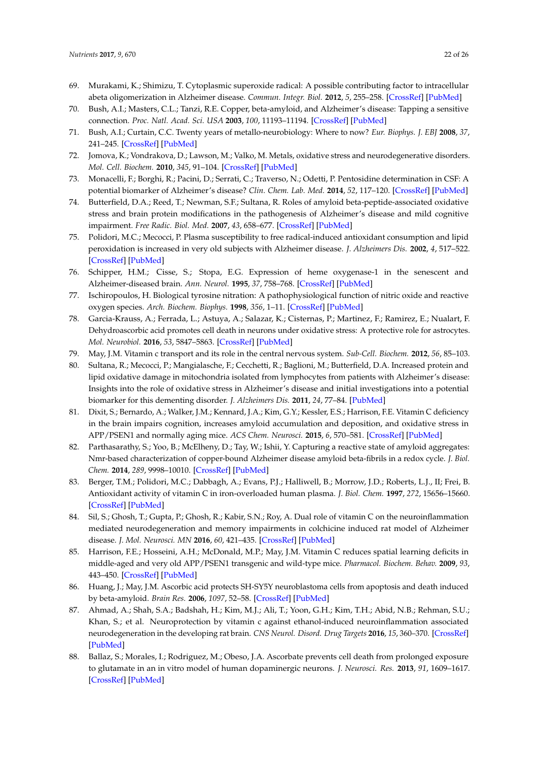69. Murakami, K.; Shimizu, T. Cytoplasmic superoxide radical: A possible contributing factor to intracellular abeta oligomerization in Alzheimer disease. *Commun. Integr. Biol.* **2012**, *5*, 255–258. [CrossRef] [PubMed]
70. Bush, A.I.; Masters, C.L.; Tanzi, R.E. Copper, beta-amyloid, and Alzheimer's disease: Tapping a sensitive connection. *Proc. Natl. Acad. Sci. USA* **2003**, *100*, 11193–11194. [CrossRef] [PubMed]
71. Bush, A.I.; Curtain, C.C. Twenty years of metallo-neurobiology: Where to now? *Eur. Biophys. J. EBJ* **2008**, *37*, 241–245. [CrossRef] [PubMed]
72. Jomova, K.; Vondrakova, D.; Lawson, M.; Valko, M. Metals, oxidative stress and neurodegenerative disorders. *Mol. Cell. Biochem.* **2010**, *345*, 91–104. [CrossRef] [PubMed]
73. Monacelli, F.; Borghi, R.; Pacini, D.; Serrati, C.; Traverso, N.; Odetti, P. Pentosidine determination in CSF: A potential biomarker of Alzheimer's disease? *Clin. Chem. Lab. Med.* **2014**, *52*, 117–120. [CrossRef] [PubMed]
74. Butterfield, D.A.; Reed, T.; Newman, S.F.; Sultana, R. Roles of amyloid beta-peptide-associated oxidative stress and brain protein modifications in the pathogenesis of Alzheimer's disease and mild cognitive impairment. *Free Radic. Biol. Med.* **2007**, *43*, 658–677. [CrossRef] [PubMed]
75. Polidori, M.C.; Mecocci, P. Plasma susceptibility to free radical-induced antioxidant consumption and lipid peroxidation is increased in very old subjects with Alzheimer disease. *J. Alzheimers Dis.* **2002**, *4*, 517–522. [CrossRef] [PubMed]
76. Schipper, H.M.; Cisse, S.; Stopa, E.G. Expression of heme oxygenase-1 in the senescent and Alzheimer-diseased brain. *Ann. Neurol.* **1995**, *37*, 758–768. [CrossRef] [PubMed]
77. Ischiropoulos, H. Biological tyrosine nitration: A pathophysiological function of nitric oxide and reactive oxygen species. *Arch. Biochem. Biophys.* **1998**, *356*, 1–11. [CrossRef] [PubMed]
78. Garcia-Krauss, A.; Ferrada, L.; Astuya, A.; Salazar, K.; Cisternas, P.; Martinez, F.; Ramirez, E.; Nualart, F. Dehydroascorbic acid promotes cell death in neurons under oxidative stress: A protective role for astrocytes. *Mol. Neurobiol.* **2016**, *53*, 5847–5863. [CrossRef] [PubMed]
79. May, J.M. Vitamin c transport and its role in the central nervous system. *Sub-Cell. Biochem.* **2012**, *56*, 85–103.
80. Sultana, R.; Mecocci, P.; Mangialasche, F.; Cecchetti, R.; Baglioni, M.; Butterfield, D.A. Increased protein and lipid oxidative damage in mitochondria isolated from lymphocytes from patients with Alzheimer's disease: Insights into the role of oxidative stress in Alzheimer's disease and initial investigations into a potential biomarker for this dementing disorder. *J. Alzheimers Dis.* **2011**, *24*, 77–84. [PubMed]
81. Dixit, S.; Bernardo, A.; Walker, J.M.; Kennard, J.A.; Kim, G.Y.; Kessler, E.S.; Harrison, F.E. Vitamin C deficiency in the brain impairs cognition, increases amyloid accumulation and deposition, and oxidative stress in APP/PSEN1 and normally aging mice. *ACS Chem. Neurosci.* **2015**, *6*, 570–581. [CrossRef] [PubMed]
82. Parthasarathy, S.; Yoo, B.; McElheny, D.; Tay, W.; Ishii, Y. Capturing a reactive state of amyloid aggregates: Nmr-based characterization of copper-bound Alzheimer disease amyloid beta-fibrils in a redox cycle. *J. Biol. Chem.* **2014**, *289*, 9998–10010. [CrossRef] [PubMed]
83. Berger, T.M.; Polidori, M.C.; Dabbagh, A.; Evans, P.J.; Halliwell, B.; Morrow, J.D.; Roberts, L.J., II; Frei, B. Antioxidant activity of vitamin C in iron-overloaded human plasma. *J. Biol. Chem.* **1997**, *272*, 15656–15660. [CrossRef] [PubMed]
84. Sil, S.; Ghosh, T.; Gupta, P.; Ghosh, R.; Kabir, S.N.; Roy, A. Dual role of vitamin C on the neuroinflammation mediated neurodegeneration and memory impairments in colchicine induced rat model of Alzheimer disease. *J. Mol. Neurosci. MN* **2016**, *60*, 421–435. [CrossRef] [PubMed]
85. Harrison, F.E.; Hosseini, A.H.; McDonald, M.P.; May, J.M. Vitamin C reduces spatial learning deficits in middle-aged and very old APP/PSEN1 transgenic and wild-type mice. *Pharmacol. Biochem. Behav.* **2009**, *93*, 443–450. [CrossRef] [PubMed]
86. Huang, J.; May, J.M. Ascorbic acid protects SH-SY5Y neuroblastoma cells from apoptosis and death induced by beta-amyloid. *Brain Res.* **2006**, *1097*, 52–58. [CrossRef] [PubMed]
87. Ahmad, A.; Shah, S.A.; Badshah, H.; Kim, M.J.; Ali, T.; Yoon, G.H.; Kim, T.H.; Abid, N.B.; Rehman, S.U.; Khan, S.; et al. Neuroprotection by vitamin c against ethanol-induced neuroinflammation associated neurodegeneration in the developing rat brain. *CNS Neurol. Disord. Drug Targets* **2016**, *15*, 360–370. [CrossRef] [PubMed]
88. Ballaz, S.; Morales, I.; Rodriguez, M.; Obeso, J.A. Ascorbate prevents cell death from prolonged exposure to glutamate in an in vitro model of human dopaminergic neurons. *J. Neurosci. Res.* **2013**, *91*, 1609–1617. [CrossRef] [PubMed]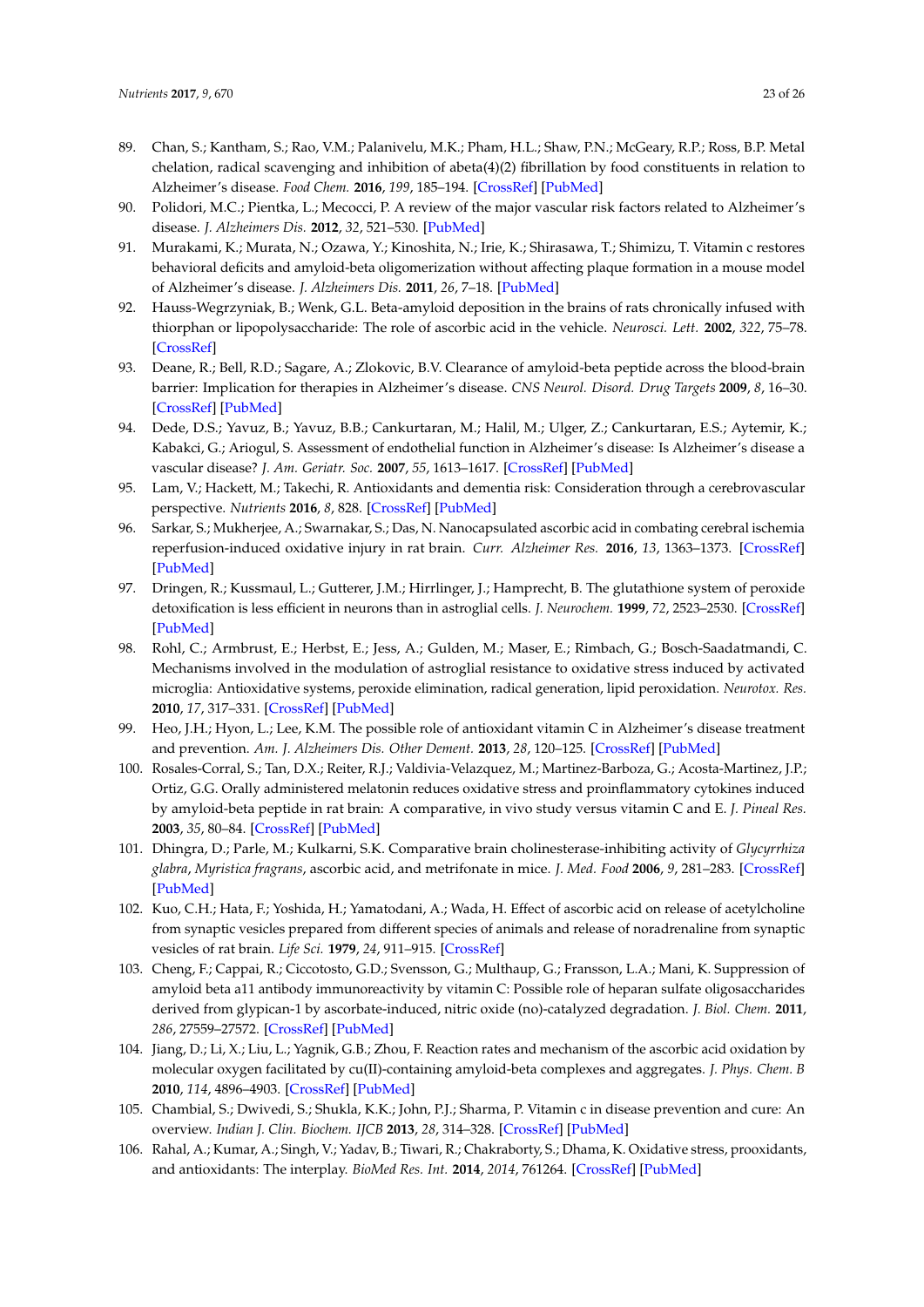89. Chan, S.; Kantham, S.; Rao, V.M.; Palanivelu, M.K.; Pham, H.L.; Shaw, P.N.; McGeary, R.P.; Ross, B.P. Metal chelation, radical scavenging and inhibition of abeta(4)(2) fibrillation by food constituents in relation to Alzheimer's disease. *Food Chem.* **2016**, *199*, 185–194. [CrossRef] [PubMed]
90. Polidori, M.C.; Pientka, L.; Mecocci, P. A review of the major vascular risk factors related to Alzheimer's disease. *J. Alzheimers Dis.* **2012**, *32*, 521–530. [PubMed]
91. Murakami, K.; Murata, N.; Ozawa, Y.; Kinoshita, N.; Irie, K.; Shirasawa, T.; Shimizu, T. Vitamin c restores behavioral deficits and amyloid-beta oligomerization without affecting plaque formation in a mouse model of Alzheimer's disease. *J. Alzheimers Dis.* **2011**, *26*, 7–18. [PubMed]
92. Hauss-Wegrzyniak, B.; Wenk, G.L. Beta-amyloid deposition in the brains of rats chronically infused with thiorphan or lipopolysaccharide: The role of ascorbic acid in the vehicle. *Neurosci. Lett.* **2002**, *322*, 75–78. [CrossRef]
93. Deane, R.; Bell, R.D.; Sagare, A.; Zlokovic, B.V. Clearance of amyloid-beta peptide across the blood-brain barrier: Implication for therapies in Alzheimer's disease. *CNS Neurol. Disord. Drug Targets* **2009**, *8*, 16–30. [CrossRef] [PubMed]
94. Dede, D.S.; Yavuz, B.; Yavuz, B.B.; Cankurtaran, M.; Halil, M.; Ulger, Z.; Cankurtaran, E.S.; Aytemir, K.; Kabakci, G.; Ariogul, S. Assessment of endothelial function in Alzheimer's disease: Is Alzheimer's disease a vascular disease? *J. Am. Geriatr. Soc.* **2007**, *55*, 1613–1617. [CrossRef] [PubMed]
95. Lam, V.; Hackett, M.; Takechi, R. Antioxidants and dementia risk: Consideration through a cerebrovascular perspective. *Nutrients* **2016**, *8*, 828. [CrossRef] [PubMed]
96. Sarkar, S.; Mukherjee, A.; Swarnakar, S.; Das, N. Nanocapsulated ascorbic acid in combating cerebral ischemia reperfusion-induced oxidative injury in rat brain. *Curr. Alzheimer Res.* **2016**, *13*, 1363–1373. [CrossRef] [PubMed]
97. Dringen, R.; Kussmaul, L.; Gutterer, J.M.; Hirrlinger, J.; Hamprecht, B. The glutathione system of peroxide detoxification is less efficient in neurons than in astroglial cells. *J. Neurochem.* **1999**, *72*, 2523–2530. [CrossRef] [PubMed]
98. Rohl, C.; Armbrust, E.; Herbst, E.; Jess, A.; Gulden, M.; Maser, E.; Rimbach, G.; Bosch-Saadatmandi, C. Mechanisms involved in the modulation of astroglial resistance to oxidative stress induced by activated microglia: Antioxidative systems, peroxide elimination, radical generation, lipid peroxidation. *Neurotox. Res.* **2010**, *17*, 317–331. [CrossRef] [PubMed]
99. Heo, J.H.; Hyon, L.; Lee, K.M. The possible role of antioxidant vitamin C in Alzheimer's disease treatment and prevention. *Am. J. Alzheimers Dis. Other Dement.* **2013**, *28*, 120–125. [CrossRef] [PubMed]
100. Rosales-Corral, S.; Tan, D.X.; Reiter, R.J.; Valdivia-Velazquez, M.; Martinez-Barboza, G.; Acosta-Martinez, J.P.; Ortiz, G.G. Orally administered melatonin reduces oxidative stress and proinflammatory cytokines induced by amyloid-beta peptide in rat brain: A comparative, in vivo study versus vitamin C and E. *J. Pineal Res.* **2003**, *35*, 80–84. [CrossRef] [PubMed]
101. Dhingra, D.; Parle, M.; Kulkarni, S.K. Comparative brain cholinesterase-inhibiting activity of *Glycyrrhiza glabra*, *Myristica fragrans*, ascorbic acid, and metrifonate in mice. *J. Med. Food* **2006**, *9*, 281–283. [CrossRef] [PubMed]
102. Kuo, C.H.; Hata, F.; Yoshida, H.; Yamatodani, A.; Wada, H. Effect of ascorbic acid on release of acetylcholine from synaptic vesicles prepared from different species of animals and release of noradrenaline from synaptic vesicles of rat brain. *Life Sci.* **1979**, *24*, 911–915. [CrossRef]
103. Cheng, F.; Cappai, R.; Ciccotosto, G.D.; Svensson, G.; Multhaup, G.; Fransson, L.A.; Mani, K. Suppression of amyloid beta a11 antibody immunoreactivity by vitamin C: Possible role of heparan sulfate oligosaccharides derived from glypican-1 by ascorbate-induced, nitric oxide (no)-catalyzed degradation. *J. Biol. Chem.* **2011**, *286*, 27559–27572. [CrossRef] [PubMed]
104. Jiang, D.; Li, X.; Liu, L.; Yagnik, G.B.; Zhou, F. Reaction rates and mechanism of the ascorbic acid oxidation by molecular oxygen facilitated by cu(II)-containing amyloid-beta complexes and aggregates. *J. Phys. Chem. B* **2010**, *114*, 4896–4903. [CrossRef] [PubMed]
105. Chambial, S.; Dwivedi, S.; Shukla, K.K.; John, P.J.; Sharma, P. Vitamin c in disease prevention and cure: An overview. *Indian J. Clin. Biochem. IJCB* **2013**, *28*, 314–328. [CrossRef] [PubMed]
106. Rahal, A.; Kumar, A.; Singh, V.; Yadav, B.; Tiwari, R.; Chakraborty, S.; Dhama, K. Oxidative stress, prooxidants, and antioxidants: The interplay. *BioMed Res. Int.* **2014**, *2014*, 761264. [CrossRef] [PubMed]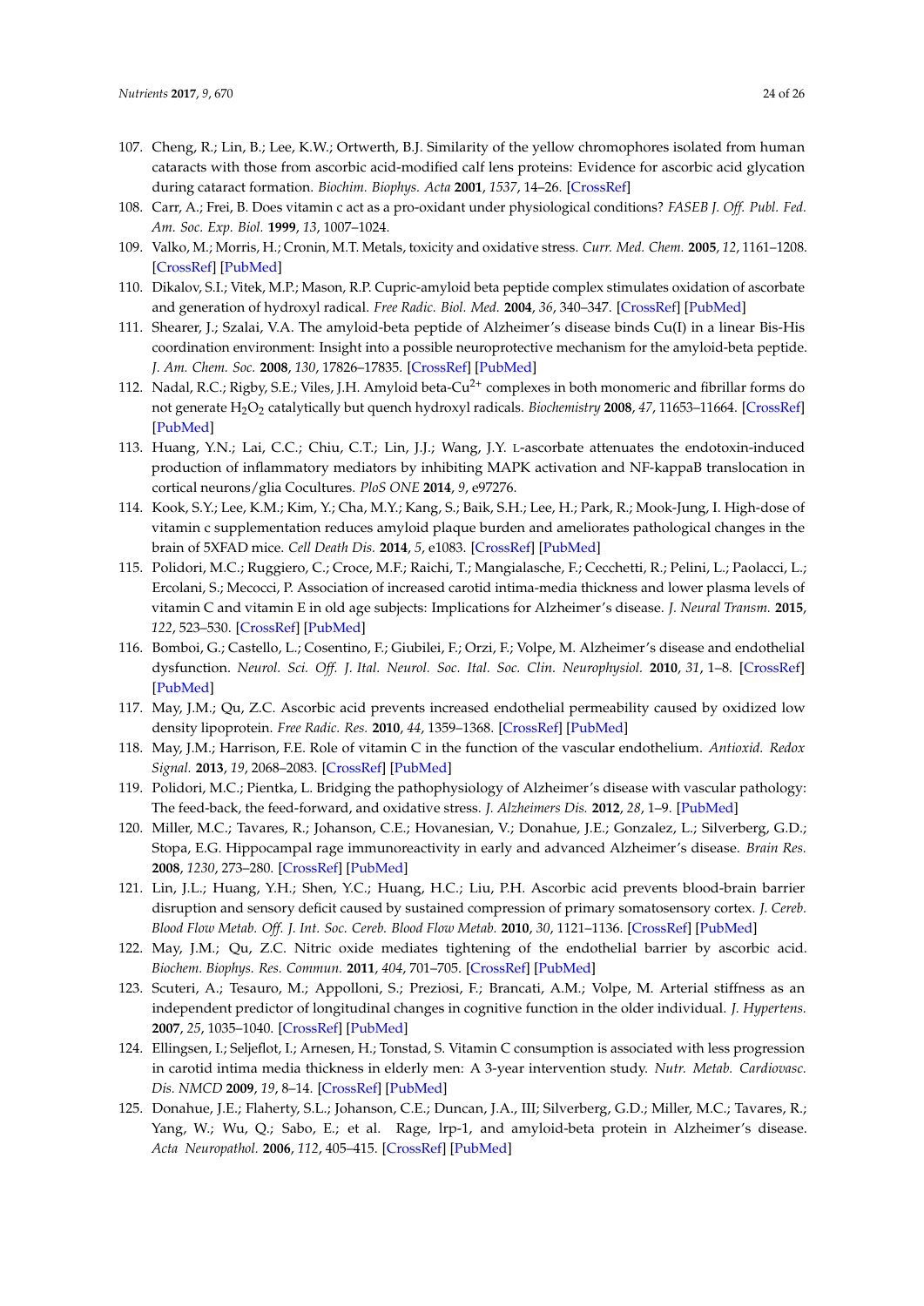107. Cheng, R.; Lin, B.; Lee, K.W.; Ortwerth, B.J. Similarity of the yellow chromophores isolated from human cataracts with those from ascorbic acid-modified calf lens proteins: Evidence for ascorbic acid glycation during cataract formation. *Biochim. Biophys. Acta* **2001**, *1537*, 14–26. [CrossRef]
108. Carr, A.; Frei, B. Does vitamin c act as a pro-oxidant under physiological conditions? *FASEB J. Off. Publ. Fed. Am. Soc. Exp. Biol.* **1999**, *13*, 1007–1024.
109. Valko, M.; Morris, H.; Cronin, M.T. Metals, toxicity and oxidative stress. *Curr. Med. Chem.* **2005**, *12*, 1161–1208. [CrossRef] [PubMed]
110. Dikalov, S.I.; Vitek, M.P.; Mason, R.P. Cupric-amyloid beta peptide complex stimulates oxidation of ascorbate and generation of hydroxyl radical. *Free Radic. Biol. Med.* **2004**, *36*, 340–347. [CrossRef] [PubMed]
111. Shearer, J.; Szalai, V.A. The amyloid-beta peptide of Alzheimer's disease binds Cu(I) in a linear Bis-His coordination environment: Insight into a possible neuroprotective mechanism for the amyloid-beta peptide. *J. Am. Chem. Soc.* **2008**, *130*, 17826–17835. [CrossRef] [PubMed]
112. Nadal, R.C.; Rigby, S.E.; Viles, J.H. Amyloid beta-$Cu^{2+}$ complexes in both monomeric and fibrillar forms do not generate $H_2O_2$ catalytically but quench hydroxyl radicals. *Biochemistry* **2008**, *47*, 11653–11664. [CrossRef] [PubMed]
113. Huang, Y.N.; Lai, C.C.; Chiu, C.T.; Lin, J.J.; Wang, J.Y. L-ascorbate attenuates the endotoxin-induced production of inflammatory mediators by inhibiting MAPK activation and NF-kappaB translocation in cortical neurons/glia Cocultures. *PloS ONE* **2014**, *9*, e97276.
114. Kook, S.Y.; Lee, K.M.; Kim, Y.; Cha, M.Y.; Kang, S.; Baik, S.H.; Lee, H.; Park, R.; Mook-Jung, I. High-dose of vitamin c supplementation reduces amyloid plaque burden and ameliorates pathological changes in the brain of 5XFAD mice. *Cell Death Dis.* **2014**, *5*, e1083. [CrossRef] [PubMed]
115. Polidori, M.C.; Ruggiero, C.; Croce, M.F.; Raichi, T.; Mangialasche, F.; Cecchetti, R.; Pelini, L.; Paolacci, L.; Ercolani, S.; Mecocci, P. Association of increased carotid intima-media thickness and lower plasma levels of vitamin C and vitamin E in old age subjects: Implications for Alzheimer's disease. *J. Neural Transm.* **2015**, *122*, 523–530. [CrossRef] [PubMed]
116. Bomboi, G.; Castello, L.; Cosentino, F.; Giubilei, F.; Orzi, F.; Volpe, M. Alzheimer's disease and endothelial dysfunction. *Neurol. Sci. Off. J. Ital. Neurol. Soc. Ital. Soc. Clin. Neurophysiol.* **2010**, *31*, 1–8. [CrossRef] [PubMed]
117. May, J.M.; Qu, Z.C. Ascorbic acid prevents increased endothelial permeability caused by oxidized low density lipoprotein. *Free Radic. Res.* **2010**, *44*, 1359–1368. [CrossRef] [PubMed]
118. May, J.M.; Harrison, F.E. Role of vitamin C in the function of the vascular endothelium. *Antioxid. Redox Signal.* **2013**, *19*, 2068–2083. [CrossRef] [PubMed]
119. Polidori, M.C.; Pientka, L. Bridging the pathophysiology of Alzheimer's disease with vascular pathology: The feed-back, the feed-forward, and oxidative stress. *J. Alzheimers Dis.* **2012**, *28*, 1–9. [PubMed]
120. Miller, M.C.; Tavares, R.; Johanson, C.E.; Hovanesian, V.; Donahue, J.E.; Gonzalez, L.; Silverberg, G.D.; Stopa, E.G. Hippocampal rage immunoreactivity in early and advanced Alzheimer's disease. *Brain Res.* **2008**, *1230*, 273–280. [CrossRef] [PubMed]
121. Lin, J.L.; Huang, Y.H.; Shen, Y.C.; Huang, H.C.; Liu, P.H. Ascorbic acid prevents blood-brain barrier disruption and sensory deficit caused by sustained compression of primary somatosensory cortex. *J. Cereb. Blood Flow Metab. Off. J. Int. Soc. Cereb. Blood Flow Metab.* **2010**, *30*, 1121–1136. [CrossRef] [PubMed]
122. May, J.M.; Qu, Z.C. Nitric oxide mediates tightening of the endothelial barrier by ascorbic acid. *Biochem. Biophys. Res. Commun.* **2011**, *404*, 701–705. [CrossRef] [PubMed]
123. Scuteri, A.; Tesauro, M.; Appolloni, S.; Preziosi, F.; Brancati, A.M.; Volpe, M. Arterial stiffness as an independent predictor of longitudinal changes in cognitive function in the older individual. *J. Hypertens.* **2007**, *25*, 1035–1040. [CrossRef] [PubMed]
124. Ellingsen, I.; Seljeflot, I.; Arnesen, H.; Tonstad, S. Vitamin C consumption is associated with less progression in carotid intima media thickness in elderly men: A 3-year intervention study. *Nutr. Metab. Cardiovasc. Dis. NMCD* **2009**, *19*, 8–14. [CrossRef] [PubMed]
125. Donahue, J.E.; Flaherty, S.L.; Johanson, C.E.; Duncan, J.A., III; Silverberg, G.D.; Miller, M.C.; Tavares, R.; Yang, W.; Wu, Q.; Sabo, E.; et al. Rage, lrp-1, and amyloid-beta protein in Alzheimer's disease. *Acta Neuropathol.* **2006**, *112*, 405–415. [CrossRef] [PubMed]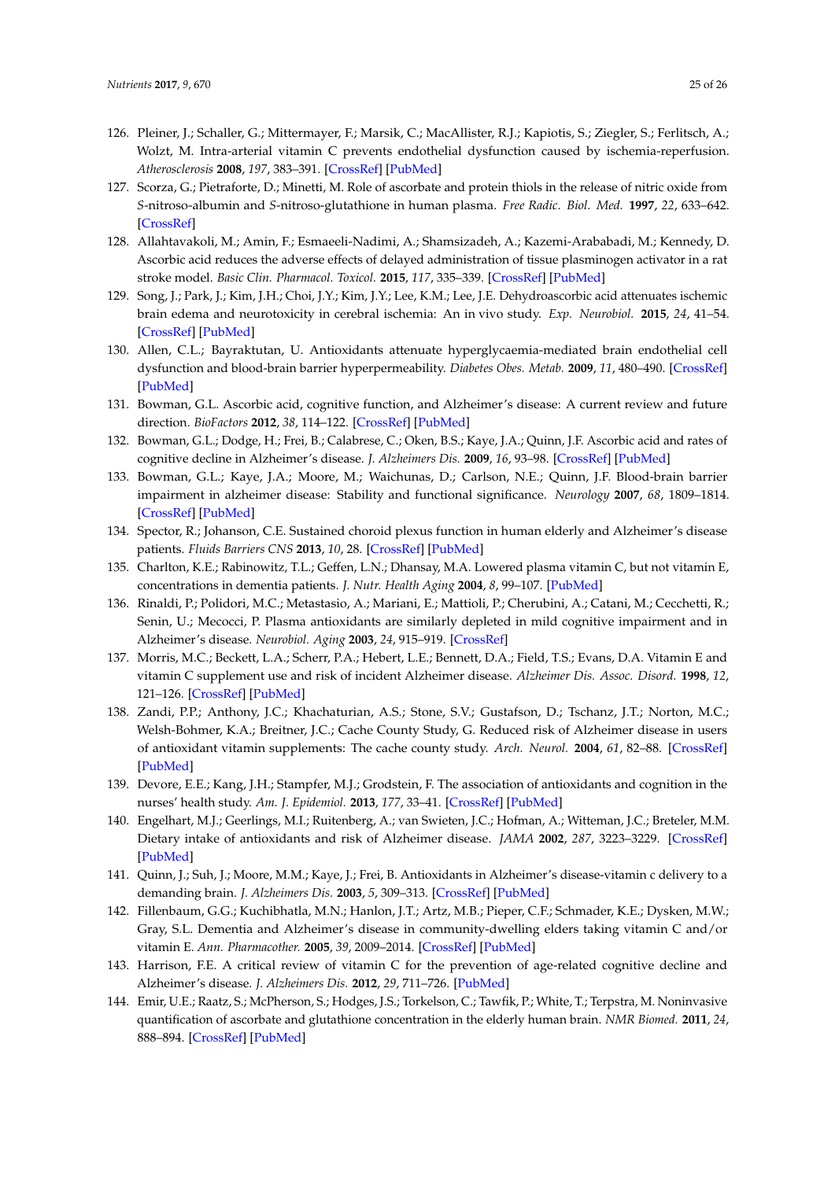126. Pleiner, J.; Schaller, G.; Mittermayer, F.; Marsik, C.; MacAllister, R.J.; Kapiotis, S.; Ziegler, S.; Ferlitsch, A.; Wolzt, M. Intra-arterial vitamin C prevents endothelial dysfunction caused by ischemia-reperfusion. *Atherosclerosis* **2008**, *197*, 383–391. [CrossRef] [PubMed]
127. Scorza, G.; Pietraforte, D.; Minetti, M. Role of ascorbate and protein thiols in the release of nitric oxide from *S*-nitroso-albumin and *S*-nitroso-glutathione in human plasma. *Free Radic. Biol. Med.* **1997**, *22*, 633–642. [CrossRef]
128. Allahtavakoli, M.; Amin, F.; Esmaeeli-Nadimi, A.; Shamsizadeh, A.; Kazemi-Arababadi, M.; Kennedy, D. Ascorbic acid reduces the adverse effects of delayed administration of tissue plasminogen activator in a rat stroke model. *Basic Clin. Pharmacol. Toxicol.* **2015**, *117*, 335–339. [CrossRef] [PubMed]
129. Song, J.; Park, J.; Kim, J.H.; Choi, J.Y.; Kim, J.Y.; Lee, K.M.; Lee, J.E. Dehydroascorbic acid attenuates ischemic brain edema and neurotoxicity in cerebral ischemia: An in vivo study. *Exp. Neurobiol.* **2015**, *24*, 41–54. [CrossRef] [PubMed]
130. Allen, C.L.; Bayraktutan, U. Antioxidants attenuate hyperglycaemia-mediated brain endothelial cell dysfunction and blood-brain barrier hyperpermeability. *Diabetes Obes. Metab.* **2009**, *11*, 480–490. [CrossRef] [PubMed]
131. Bowman, G.L. Ascorbic acid, cognitive function, and Alzheimer's disease: A current review and future direction. *BioFactors* **2012**, *38*, 114–122. [CrossRef] [PubMed]
132. Bowman, G.L.; Dodge, H.; Frei, B.; Calabrese, C.; Oken, B.S.; Kaye, J.A.; Quinn, J.F. Ascorbic acid and rates of cognitive decline in Alzheimer's disease. *J. Alzheimers Dis.* **2009**, *16*, 93–98. [CrossRef] [PubMed]
133. Bowman, G.L.; Kaye, J.A.; Moore, M.; Waichunas, D.; Carlson, N.E.; Quinn, J.F. Blood-brain barrier impairment in alzheimer disease: Stability and functional significance. *Neurology* **2007**, *68*, 1809–1814. [CrossRef] [PubMed]
134. Spector, R.; Johanson, C.E. Sustained choroid plexus function in human elderly and Alzheimer's disease patients. *Fluids Barriers CNS* **2013**, *10*, 28. [CrossRef] [PubMed]
135. Charlton, K.E.; Rabinowitz, T.L.; Geffen, L.N.; Dhansay, M.A. Lowered plasma vitamin C, but not vitamin E, concentrations in dementia patients. *J. Nutr. Health Aging* **2004**, *8*, 99–107. [PubMed]
136. Rinaldi, P.; Polidori, M.C.; Metastasio, A.; Mariani, E.; Mattioli, P.; Cherubini, A.; Catani, M.; Cecchetti, R.; Senin, U.; Mecocci, P. Plasma antioxidants are similarly depleted in mild cognitive impairment and in Alzheimer's disease. *Neurobiol. Aging* **2003**, *24*, 915–919. [CrossRef]
137. Morris, M.C.; Beckett, L.A.; Scherr, P.A.; Hebert, L.E.; Bennett, D.A.; Field, T.S.; Evans, D.A. Vitamin E and vitamin C supplement use and risk of incident Alzheimer disease. *Alzheimer Dis. Assoc. Disord.* **1998**, *12*, 121–126. [CrossRef] [PubMed]
138. Zandi, P.P.; Anthony, J.C.; Khachaturian, A.S.; Stone, S.V.; Gustafson, D.; Tschanz, J.T.; Norton, M.C.; Welsh-Bohmer, K.A.; Breitner, J.C.; Cache County Study, G. Reduced risk of Alzheimer disease in users of antioxidant vitamin supplements: The cache county study. *Arch. Neurol.* **2004**, *61*, 82–88. [CrossRef] [PubMed]
139. Devore, E.E.; Kang, J.H.; Stampfer, M.J.; Grodstein, F. The association of antioxidants and cognition in the nurses' health study. *Am. J. Epidemiol.* **2013**, *177*, 33–41. [CrossRef] [PubMed]
140. Engelhart, M.J.; Geerlings, M.I.; Ruitenberg, A.; van Swieten, J.C.; Hofman, A.; Witteman, J.C.; Breteler, M.M. Dietary intake of antioxidants and risk of Alzheimer disease. *JAMA* **2002**, *287*, 3223–3229. [CrossRef] [PubMed]
141. Quinn, J.; Suh, J.; Moore, M.M.; Kaye, J.; Frei, B. Antioxidants in Alzheimer's disease-vitamin c delivery to a demanding brain. *J. Alzheimers Dis.* **2003**, *5*, 309–313. [CrossRef] [PubMed]
142. Fillenbaum, G.G.; Kuchibhatla, M.N.; Hanlon, J.T.; Artz, M.B.; Pieper, C.F.; Schmader, K.E.; Dysken, M.W.; Gray, S.L. Dementia and Alzheimer's disease in community-dwelling elders taking vitamin C and/or vitamin E. *Ann. Pharmacother.* **2005**, *39*, 2009–2014. [CrossRef] [PubMed]
143. Harrison, F.E. A critical review of vitamin C for the prevention of age-related cognitive decline and Alzheimer's disease. *J. Alzheimers Dis.* **2012**, *29*, 711–726. [PubMed]
144. Emir, U.E.; Raatz, S.; McPherson, S.; Hodges, J.S.; Torkelson, C.; Tawfik, P.; White, T.; Terpstra, M. Noninvasive quantification of ascorbate and glutathione concentration in the elderly human brain. *NMR Biomed.* **2011**, *24*, 888–894. [CrossRef] [PubMed]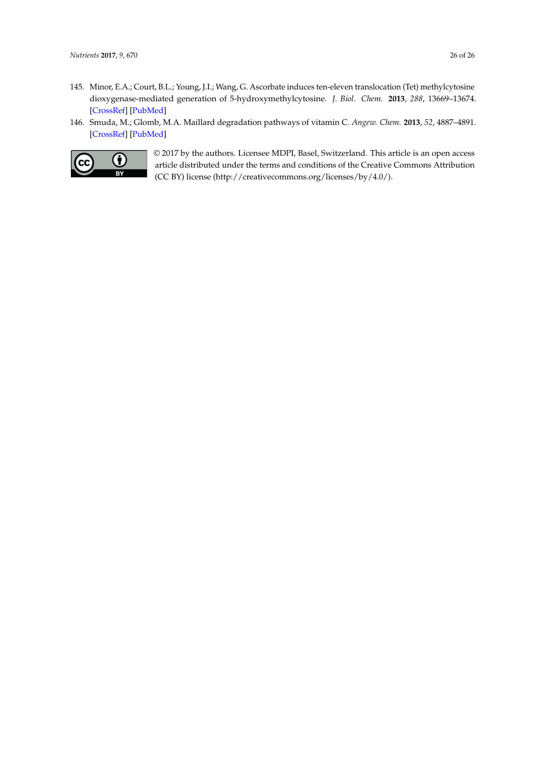145. Minor, E.A.; Court, B.L.; Young, J.I.; Wang, G. Ascorbate induces ten-eleven translocation (Tet) methylcytosine dioxygenase-mediated generation of 5-hydroxymethylcytosine. *J. Biol. Chem.* **2013**, *288*, 13669–13674. [CrossRef] [PubMed]
146. Smuda, M.; Glomb, M.A. Maillard degradation pathways of vitamin C. *Angew. Chem.* **2013**, *52*, 4887–4891. [CrossRef] [PubMed]

© 2017 by the authors. Licensee MDPI, Basel, Switzerland. This article is an open access article distributed under the terms and conditions of the Creative Commons Attribution (CC BY) license (http://creativecommons.org/licenses/by/4.0/).